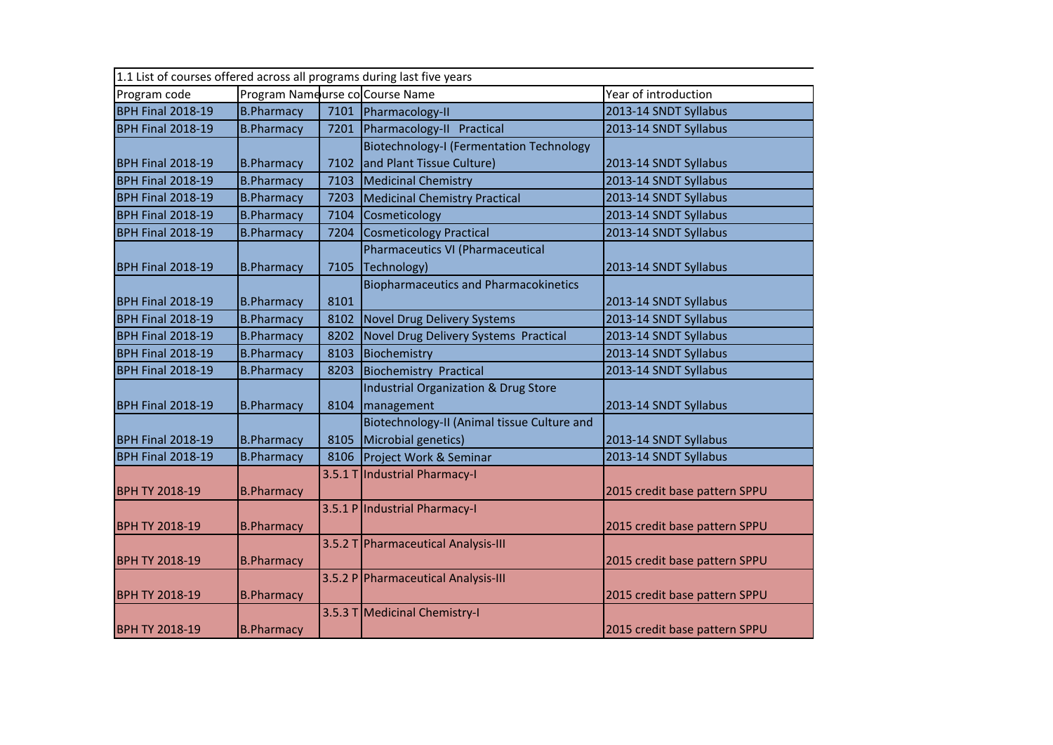1.1 List of courses offered across all programs during last five years

| Program code | Program Name | Course code | Course Name | Year of introduction |
|---|---|---|---|---|
| BPH Final 2018-19 | B.Pharmacy | 7101 | Pharmacology-II | 2013-14 SNDT Syllabus |
| BPH Final 2018-19 | B.Pharmacy | 7201 | Pharmacology-II Practical | 2013-14 SNDT Syllabus |
| BPH Final 2018-19 | B.Pharmacy | 7102 | Biotechnology-I (Fermentation Technology and Plant Tissue Culture) | 2013-14 SNDT Syllabus |
| BPH Final 2018-19 | B.Pharmacy | 7103 | Medicinal Chemistry | 2013-14 SNDT Syllabus |
| BPH Final 2018-19 | B.Pharmacy | 7203 | Medicinal Chemistry Practical | 2013-14 SNDT Syllabus |
| BPH Final 2018-19 | B.Pharmacy | 7104 | Cosmeticology | 2013-14 SNDT Syllabus |
| BPH Final 2018-19 | B.Pharmacy | 7204 | Cosmeticology Practical | 2013-14 SNDT Syllabus |
| BPH Final 2018-19 | B.Pharmacy | 7105 | Pharmaceutics VI (Pharmaceutical Technology) | 2013-14 SNDT Syllabus |
| BPH Final 2018-19 | B.Pharmacy | 8101 | Biopharmaceutics and Pharmacokinetics | 2013-14 SNDT Syllabus |
| BPH Final 2018-19 | B.Pharmacy | 8102 | Novel Drug Delivery Systems | 2013-14 SNDT Syllabus |
| BPH Final 2018-19 | B.Pharmacy | 8202 | Novel Drug Delivery Systems Practical | 2013-14 SNDT Syllabus |
| BPH Final 2018-19 | B.Pharmacy | 8103 | Biochemistry | 2013-14 SNDT Syllabus |
| BPH Final 2018-19 | B.Pharmacy | 8203 | Biochemistry Practical | 2013-14 SNDT Syllabus |
| BPH Final 2018-19 | B.Pharmacy | 8104 | Industrial Organization & Drug Store management | 2013-14 SNDT Syllabus |
| BPH Final 2018-19 | B.Pharmacy | 8105 | Biotechnology-II (Animal tissue Culture and Microbial genetics) | 2013-14 SNDT Syllabus |
| BPH Final 2018-19 | B.Pharmacy | 8106 | Project Work & Seminar | 2013-14 SNDT Syllabus |
| BPH TY 2018-19 | B.Pharmacy | 3.5.1 T | Industrial Pharmacy-I | 2015 credit base pattern SPPU |
| BPH TY 2018-19 | B.Pharmacy | 3.5.1 P | Industrial Pharmacy-I | 2015 credit base pattern SPPU |
| BPH TY 2018-19 | B.Pharmacy | 3.5.2 T | Pharmaceutical Analysis-III | 2015 credit base pattern SPPU |
| BPH TY 2018-19 | B.Pharmacy | 3.5.2 P | Pharmaceutical Analysis-III | 2015 credit base pattern SPPU |
| BPH TY 2018-19 | B.Pharmacy | 3.5.3 T | Medicinal Chemistry-I | 2015 credit base pattern SPPU |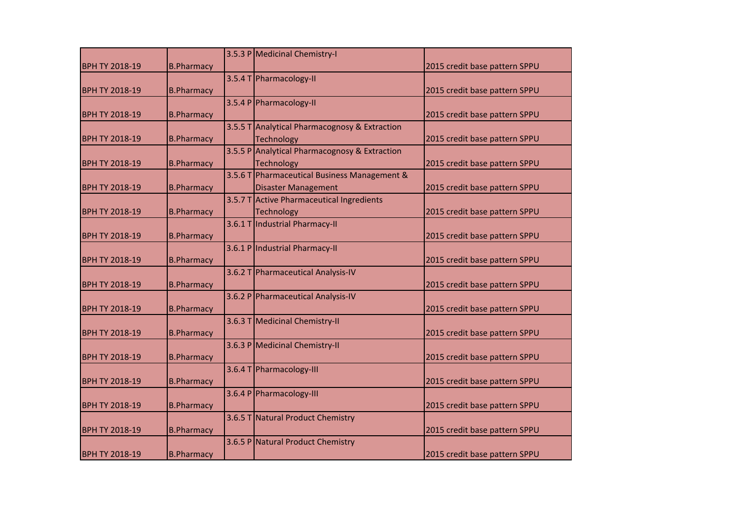| | | | | |
|---|---|---|---|---|
| BPH TY 2018-19 | B.Pharmacy | 3.5.3 P | Medicinal Chemistry-I | 2015 credit base pattern SPPU |
| BPH TY 2018-19 | B.Pharmacy | 3.5.4 T | Pharmacology-II | 2015 credit base pattern SPPU |
| BPH TY 2018-19 | B.Pharmacy | 3.5.4 P | Pharmacology-II | 2015 credit base pattern SPPU |
| BPH TY 2018-19 | B.Pharmacy | 3.5.5 T | Analytical Pharmacognosy & Extraction Technology | 2015 credit base pattern SPPU |
| BPH TY 2018-19 | B.Pharmacy | 3.5.5 P | Analytical Pharmacognosy & Extraction Technology | 2015 credit base pattern SPPU |
| BPH TY 2018-19 | B.Pharmacy | 3.5.6 T | Pharmaceutical Business Management & Disaster Management | 2015 credit base pattern SPPU |
| BPH TY 2018-19 | B.Pharmacy | 3.5.7 T | Active Pharmaceutical Ingredients Technology | 2015 credit base pattern SPPU |
| BPH TY 2018-19 | B.Pharmacy | 3.6.1 T | Industrial Pharmacy-II | 2015 credit base pattern SPPU |
| BPH TY 2018-19 | B.Pharmacy | 3.6.1 P | Industrial Pharmacy-II | 2015 credit base pattern SPPU |
| BPH TY 2018-19 | B.Pharmacy | 3.6.2 T | Pharmaceutical Analysis-IV | 2015 credit base pattern SPPU |
| BPH TY 2018-19 | B.Pharmacy | 3.6.2 P | Pharmaceutical Analysis-IV | 2015 credit base pattern SPPU |
| BPH TY 2018-19 | B.Pharmacy | 3.6.3 T | Medicinal Chemistry-II | 2015 credit base pattern SPPU |
| BPH TY 2018-19 | B.Pharmacy | 3.6.3 P | Medicinal Chemistry-II | 2015 credit base pattern SPPU |
| BPH TY 2018-19 | B.Pharmacy | 3.6.4 T | Pharmacology-III | 2015 credit base pattern SPPU |
| BPH TY 2018-19 | B.Pharmacy | 3.6.4 P | Pharmacology-III | 2015 credit base pattern SPPU |
| BPH TY 2018-19 | B.Pharmacy | 3.6.5 T | Natural Product Chemistry | 2015 credit base pattern SPPU |
| BPH TY 2018-19 | B.Pharmacy | 3.6.5 P | Natural Product Chemistry | 2015 credit base pattern SPPU |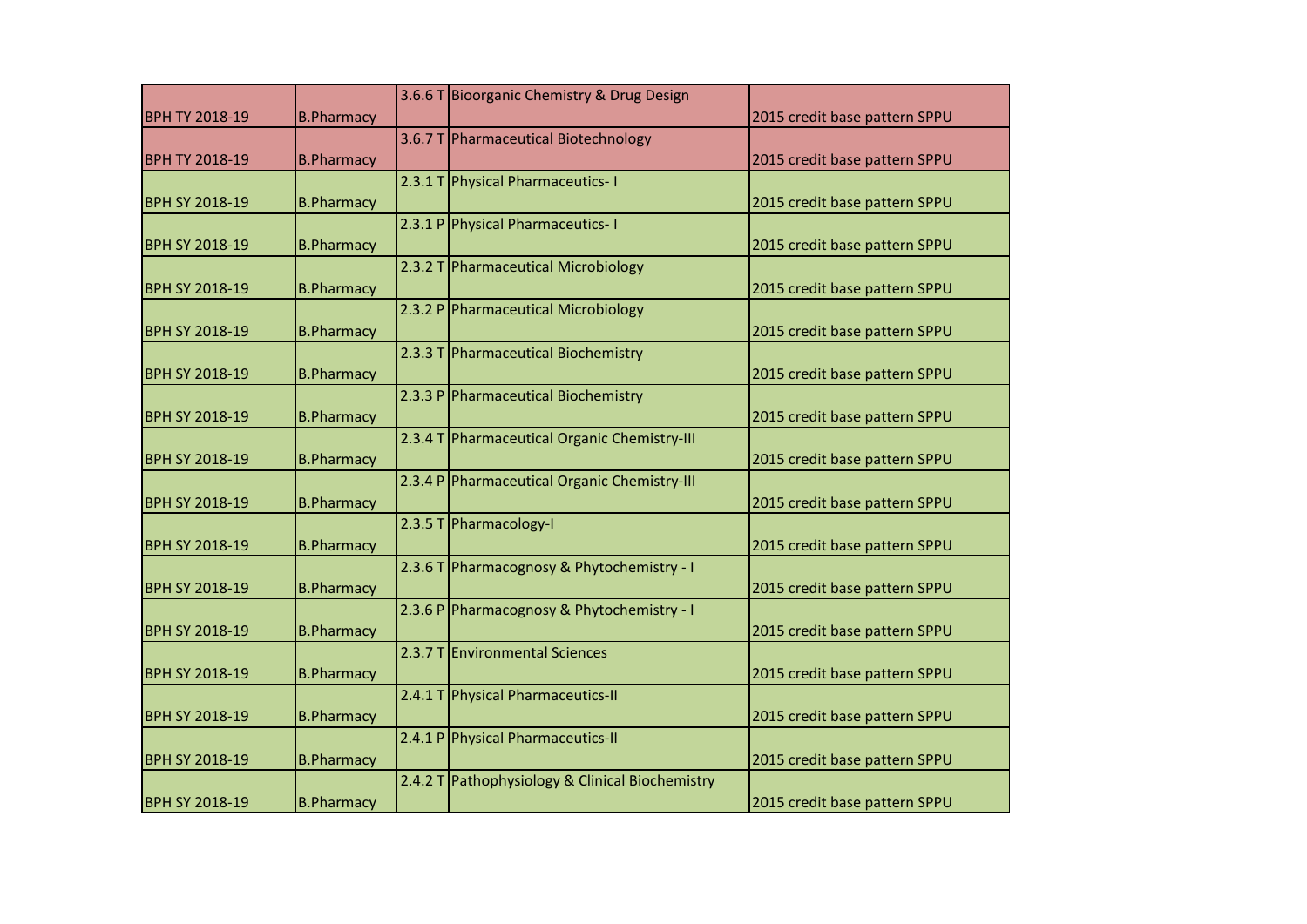| BPH TY 2018-19 | B.Pharmacy | 3.6.6 T | Bioorganic Chemistry & Drug Design | 2015 credit base pattern SPPU |
|---|---|---|---|---|
| BPH TY 2018-19 | B.Pharmacy | 3.6.7 T | Pharmaceutical Biotechnology | 2015 credit base pattern SPPU |
| BPH SY 2018-19 | B.Pharmacy | 2.3.1 T | Physical Pharmaceutics- I | 2015 credit base pattern SPPU |
| BPH SY 2018-19 | B.Pharmacy | 2.3.1 P | Physical Pharmaceutics- I | 2015 credit base pattern SPPU |
| BPH SY 2018-19 | B.Pharmacy | 2.3.2 T | Pharmaceutical Microbiology | 2015 credit base pattern SPPU |
| BPH SY 2018-19 | B.Pharmacy | 2.3.2 P | Pharmaceutical Microbiology | 2015 credit base pattern SPPU |
| BPH SY 2018-19 | B.Pharmacy | 2.3.3 T | Pharmaceutical Biochemistry | 2015 credit base pattern SPPU |
| BPH SY 2018-19 | B.Pharmacy | 2.3.3 P | Pharmaceutical Biochemistry | 2015 credit base pattern SPPU |
| BPH SY 2018-19 | B.Pharmacy | 2.3.4 T | Pharmaceutical Organic Chemistry-III | 2015 credit base pattern SPPU |
| BPH SY 2018-19 | B.Pharmacy | 2.3.4 P | Pharmaceutical Organic Chemistry-III | 2015 credit base pattern SPPU |
| BPH SY 2018-19 | B.Pharmacy | 2.3.5 T | Pharmacology-I | 2015 credit base pattern SPPU |
| BPH SY 2018-19 | B.Pharmacy | 2.3.6 T | Pharmacognosy & Phytochemistry - I | 2015 credit base pattern SPPU |
| BPH SY 2018-19 | B.Pharmacy | 2.3.6 P | Pharmacognosy & Phytochemistry - I | 2015 credit base pattern SPPU |
| BPH SY 2018-19 | B.Pharmacy | 2.3.7 T | Environmental Sciences | 2015 credit base pattern SPPU |
| BPH SY 2018-19 | B.Pharmacy | 2.4.1 T | Physical Pharmaceutics-II | 2015 credit base pattern SPPU |
| BPH SY 2018-19 | B.Pharmacy | 2.4.1 P | Physical Pharmaceutics-II | 2015 credit base pattern SPPU |
| BPH SY 2018-19 | B.Pharmacy | 2.4.2 T | Pathophysiology & Clinical Biochemistry | 2015 credit base pattern SPPU |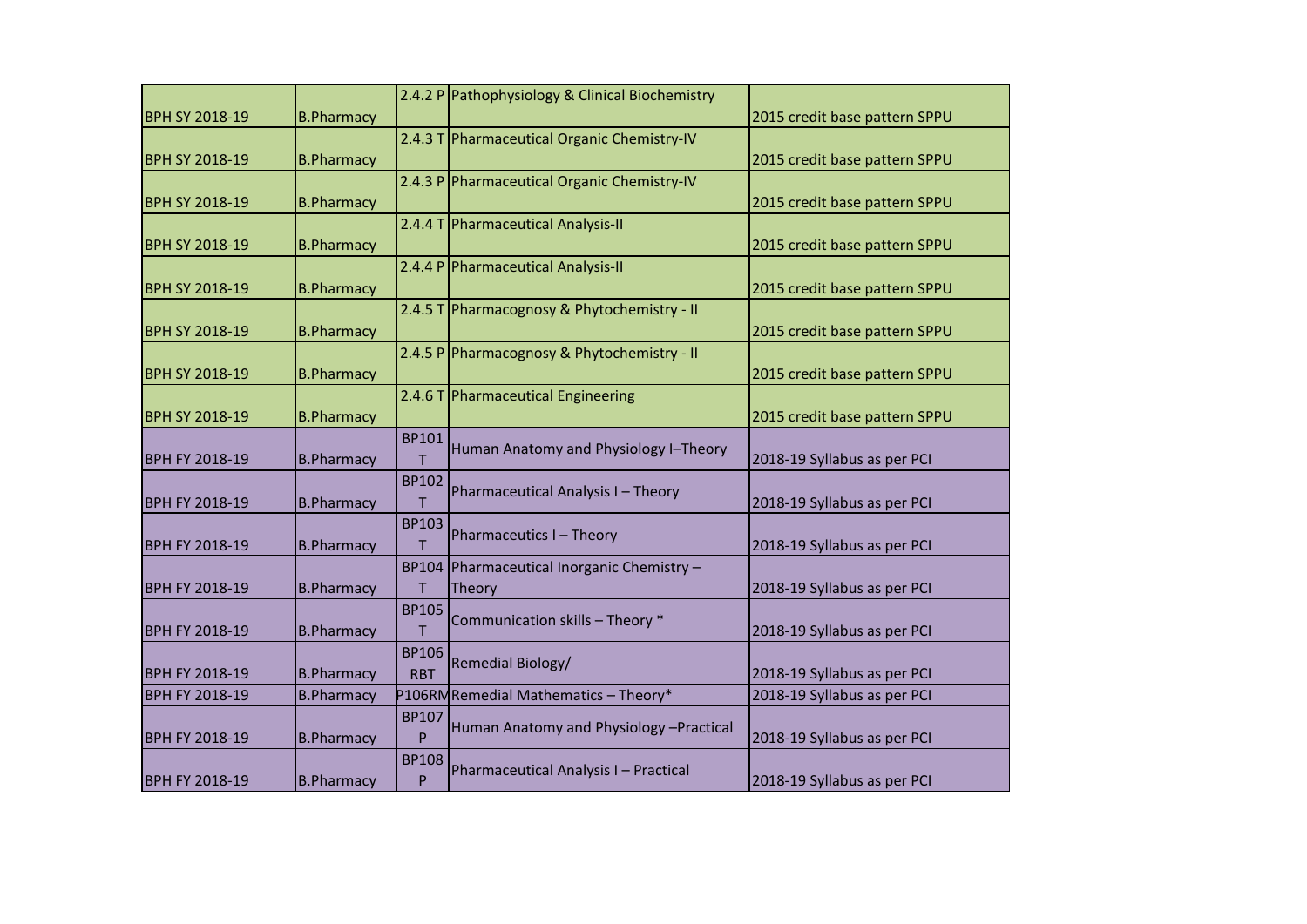| BPH SY 2018-19 | B.Pharmacy | 2.4.2 P | Pathophysiology & Clinical Biochemistry | 2015 credit base pattern SPPU |
|---|---|---|---|---|
| BPH SY 2018-19 | B.Pharmacy | 2.4.3 T | Pharmaceutical Organic Chemistry-IV | 2015 credit base pattern SPPU |
| BPH SY 2018-19 | B.Pharmacy | 2.4.3 P | Pharmaceutical Organic Chemistry-IV | 2015 credit base pattern SPPU |
| BPH SY 2018-19 | B.Pharmacy | 2.4.4 T | Pharmaceutical Analysis-II | 2015 credit base pattern SPPU |
| BPH SY 2018-19 | B.Pharmacy | 2.4.4 P | Pharmaceutical Analysis-II | 2015 credit base pattern SPPU |
| BPH SY 2018-19 | B.Pharmacy | 2.4.5 T | Pharmacognosy & Phytochemistry - II | 2015 credit base pattern SPPU |
| BPH SY 2018-19 | B.Pharmacy | 2.4.5 P | Pharmacognosy & Phytochemistry - II | 2015 credit base pattern SPPU |
| BPH SY 2018-19 | B.Pharmacy | 2.4.6 T | Pharmaceutical Engineering | 2015 credit base pattern SPPU |
| BPH FY 2018-19 | B.Pharmacy | BP101 T | Human Anatomy and Physiology I–Theory | 2018-19 Syllabus as per PCI |
| BPH FY 2018-19 | B.Pharmacy | BP102 T | Pharmaceutical Analysis I – Theory | 2018-19 Syllabus as per PCI |
| BPH FY 2018-19 | B.Pharmacy | BP103 T | Pharmaceutics I – Theory | 2018-19 Syllabus as per PCI |
| BPH FY 2018-19 | B.Pharmacy | BP104 T | Pharmaceutical Inorganic Chemistry – Theory | 2018-19 Syllabus as per PCI |
| BPH FY 2018-19 | B.Pharmacy | BP105 T | Communication skills – Theory * | 2018-19 Syllabus as per PCI |
| BPH FY 2018-19 | B.Pharmacy | BP106 RBT | Remedial Biology/ | 2018-19 Syllabus as per PCI |
| BPH FY 2018-19 | B.Pharmacy | P106RM | Remedial Mathematics – Theory* | 2018-19 Syllabus as per PCI |
| BPH FY 2018-19 | B.Pharmacy | BP107 P | Human Anatomy and Physiology –Practical | 2018-19 Syllabus as per PCI |
| BPH FY 2018-19 | B.Pharmacy | BP108 P | Pharmaceutical Analysis I – Practical | 2018-19 Syllabus as per PCI |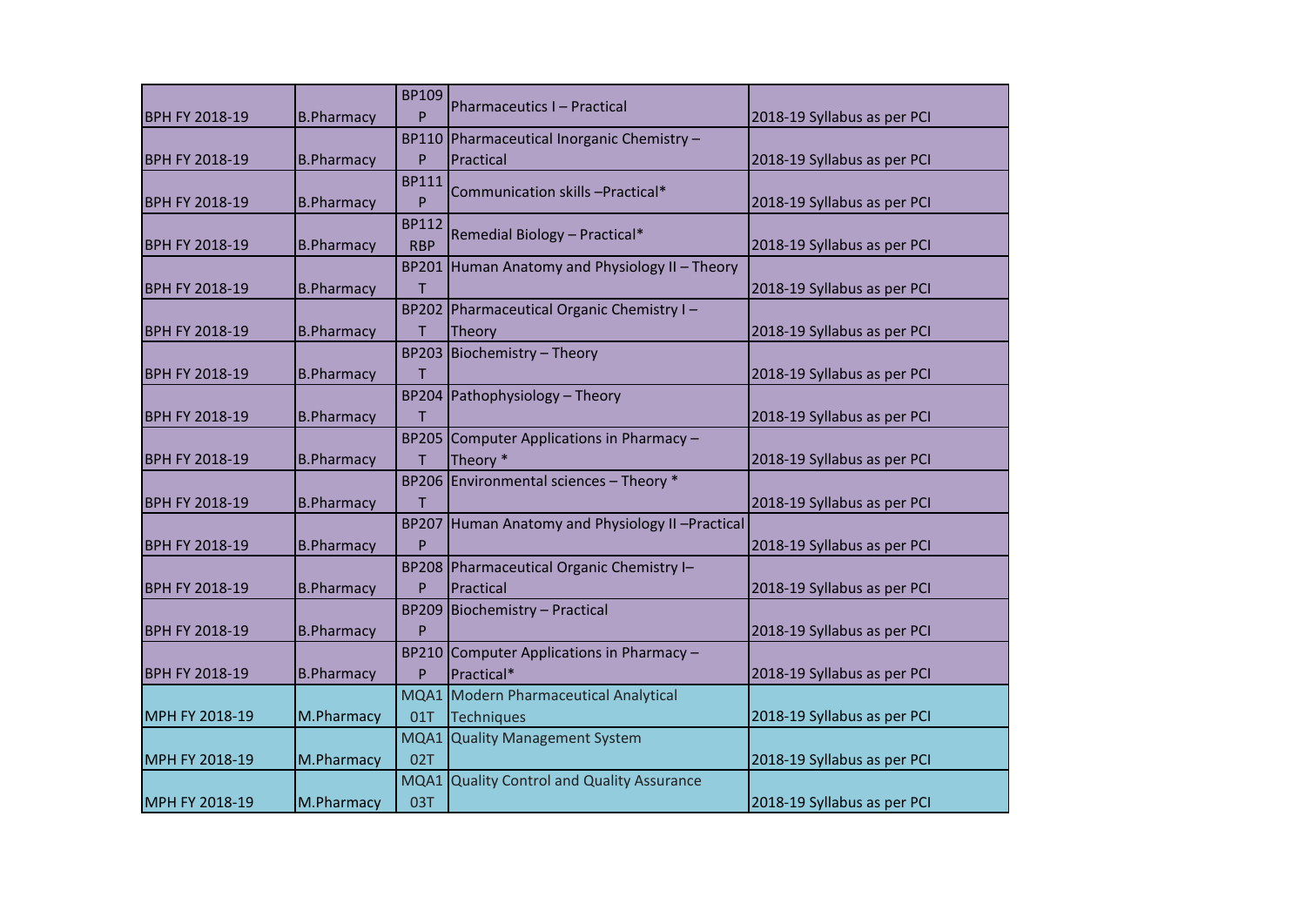| BPH FY 2018-19 | B.Pharmacy | BP109 P | Pharmaceutics I – Practical | 2018-19 Syllabus as per PCI |
|---|---|---|---|---|
| BPH FY 2018-19 | B.Pharmacy | BP110 P | Pharmaceutical Inorganic Chemistry – Practical | 2018-19 Syllabus as per PCI |
| BPH FY 2018-19 | B.Pharmacy | BP111 P | Communication skills –Practical* | 2018-19 Syllabus as per PCI |
| BPH FY 2018-19 | B.Pharmacy | BP112 RBP | Remedial Biology – Practical* | 2018-19 Syllabus as per PCI |
| BPH FY 2018-19 | B.Pharmacy | BP201 T | Human Anatomy and Physiology II – Theory | 2018-19 Syllabus as per PCI |
| BPH FY 2018-19 | B.Pharmacy | BP202 T | Pharmaceutical Organic Chemistry I – Theory | 2018-19 Syllabus as per PCI |
| BPH FY 2018-19 | B.Pharmacy | BP203 T | Biochemistry – Theory | 2018-19 Syllabus as per PCI |
| BPH FY 2018-19 | B.Pharmacy | BP204 T | Pathophysiology – Theory | 2018-19 Syllabus as per PCI |
| BPH FY 2018-19 | B.Pharmacy | BP205 T | Computer Applications in Pharmacy – Theory * | 2018-19 Syllabus as per PCI |
| BPH FY 2018-19 | B.Pharmacy | BP206 T | Environmental sciences – Theory * | 2018-19 Syllabus as per PCI |
| BPH FY 2018-19 | B.Pharmacy | BP207 P | Human Anatomy and Physiology II –Practical | 2018-19 Syllabus as per PCI |
| BPH FY 2018-19 | B.Pharmacy | BP208 P | Pharmaceutical Organic Chemistry I– Practical | 2018-19 Syllabus as per PCI |
| BPH FY 2018-19 | B.Pharmacy | BP209 P | Biochemistry – Practical | 2018-19 Syllabus as per PCI |
| BPH FY 2018-19 | B.Pharmacy | BP210 P | Computer Applications in Pharmacy – Practical* | 2018-19 Syllabus as per PCI |
| MPH FY 2018-19 | M.Pharmacy | MQA101T | Modern Pharmaceutical Analytical Techniques | 2018-19 Syllabus as per PCI |
| MPH FY 2018-19 | M.Pharmacy | MQA102T | Quality Management System | 2018-19 Syllabus as per PCI |
| MPH FY 2018-19 | M.Pharmacy | MQA103T | Quality Control and Quality Assurance | 2018-19 Syllabus as per PCI |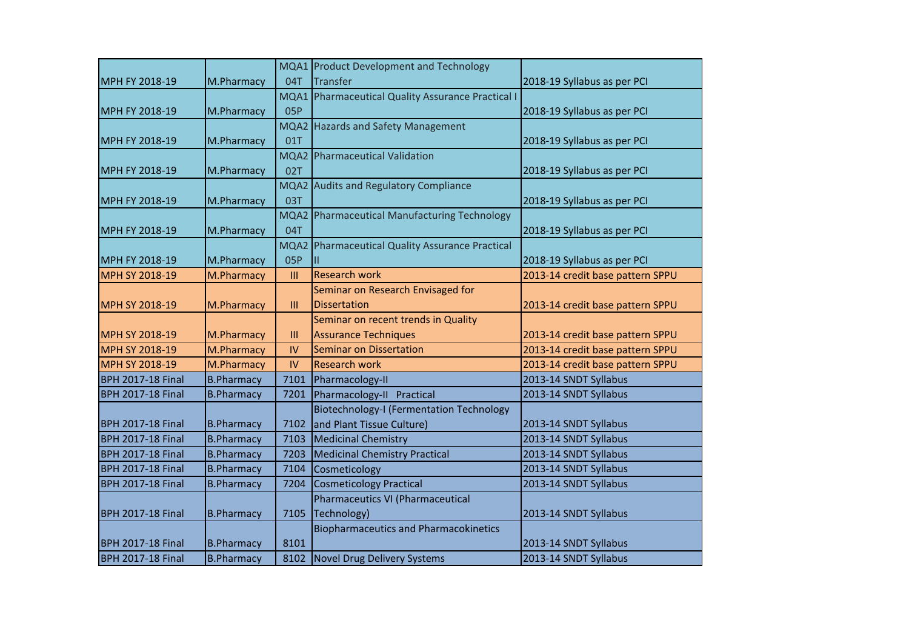| | | | | |
|---|---|---|---|---|
| MPH FY 2018-19 | M.Pharmacy | MQA104T | Product Development and Technology Transfer | 2018-19 Syllabus as per PCI |
| MPH FY 2018-19 | M.Pharmacy | MQA105P | Pharmaceutical Quality Assurance Practical I | 2018-19 Syllabus as per PCI |
| MPH FY 2018-19 | M.Pharmacy | MQA201T | Hazards and Safety Management | 2018-19 Syllabus as per PCI |
| MPH FY 2018-19 | M.Pharmacy | MQA202T | Pharmaceutical Validation | 2018-19 Syllabus as per PCI |
| MPH FY 2018-19 | M.Pharmacy | MQA203T | Audits and Regulatory Compliance | 2018-19 Syllabus as per PCI |
| MPH FY 2018-19 | M.Pharmacy | MQA204T | Pharmaceutical Manufacturing Technology | 2018-19 Syllabus as per PCI |
| MPH FY 2018-19 | M.Pharmacy | MQA205P | Pharmaceutical Quality Assurance Practical II | 2018-19 Syllabus as per PCI |
| MPH SY 2018-19 | M.Pharmacy | III | Research work | 2013-14 credit base pattern SPPU |
| MPH SY 2018-19 | M.Pharmacy | III | Seminar on Research Envisaged for Dissertation | 2013-14 credit base pattern SPPU |
| MPH SY 2018-19 | M.Pharmacy | III | Seminar on recent trends in Quality Assurance Techniques | 2013-14 credit base pattern SPPU |
| MPH SY 2018-19 | M.Pharmacy | IV | Seminar on Dissertation | 2013-14 credit base pattern SPPU |
| MPH SY 2018-19 | M.Pharmacy | IV | Research work | 2013-14 credit base pattern SPPU |
| BPH 2017-18 Final | B.Pharmacy | 7101 | Pharmacology-II | 2013-14 SNDT Syllabus |
| BPH 2017-18 Final | B.Pharmacy | 7201 | Pharmacology-II Practical | 2013-14 SNDT Syllabus |
| BPH 2017-18 Final | B.Pharmacy | 7102 | Biotechnology-I (Fermentation Technology and Plant Tissue Culture) | 2013-14 SNDT Syllabus |
| BPH 2017-18 Final | B.Pharmacy | 7103 | Medicinal Chemistry | 2013-14 SNDT Syllabus |
| BPH 2017-18 Final | B.Pharmacy | 7203 | Medicinal Chemistry Practical | 2013-14 SNDT Syllabus |
| BPH 2017-18 Final | B.Pharmacy | 7104 | Cosmeticology | 2013-14 SNDT Syllabus |
| BPH 2017-18 Final | B.Pharmacy | 7204 | Cosmeticology Practical | 2013-14 SNDT Syllabus |
| BPH 2017-18 Final | B.Pharmacy | 7105 | Pharmaceutics VI (Pharmaceutical Technology) | 2013-14 SNDT Syllabus |
| BPH 2017-18 Final | B.Pharmacy | 8101 | Biopharmaceutics and Pharmacokinetics | 2013-14 SNDT Syllabus |
| BPH 2017-18 Final | B.Pharmacy | 8102 | Novel Drug Delivery Systems | 2013-14 SNDT Syllabus |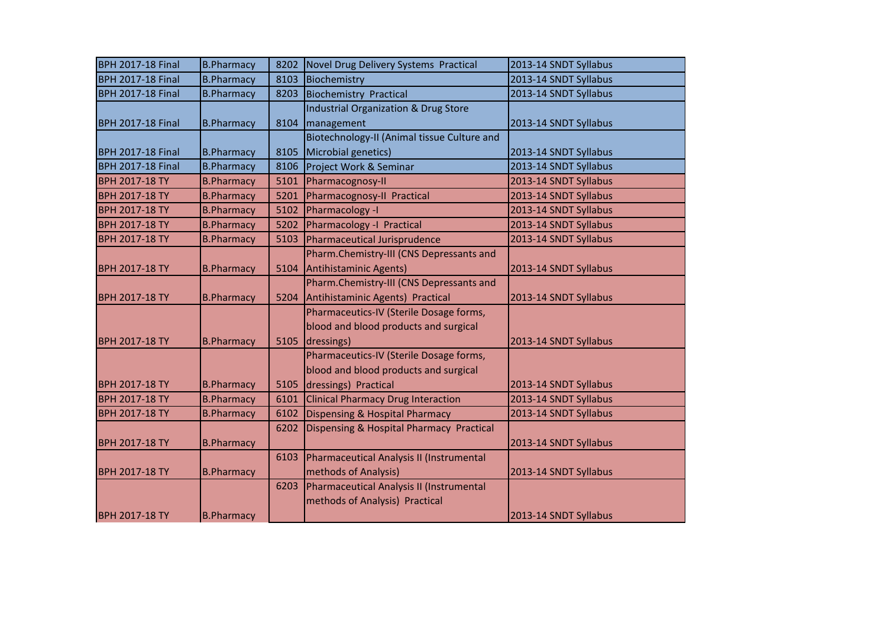| BPH 2017-18 Final | B.Pharmacy | 8202 | Novel Drug Delivery Systems Practical | 2013-14 SNDT Syllabus |
|---|---|---|---|---|
| BPH 2017-18 Final | B.Pharmacy | 8103 | Biochemistry | 2013-14 SNDT Syllabus |
| BPH 2017-18 Final | B.Pharmacy | 8203 | Biochemistry Practical | 2013-14 SNDT Syllabus |
| BPH 2017-18 Final | B.Pharmacy | 8104 | Industrial Organization & Drug Store management | 2013-14 SNDT Syllabus |
| BPH 2017-18 Final | B.Pharmacy | 8105 | Biotechnology-II (Animal tissue Culture and Microbial genetics) | 2013-14 SNDT Syllabus |
| BPH 2017-18 Final | B.Pharmacy | 8106 | Project Work & Seminar | 2013-14 SNDT Syllabus |
| BPH 2017-18 TY | B.Pharmacy | 5101 | Pharmacognosy-II | 2013-14 SNDT Syllabus |
| BPH 2017-18 TY | B.Pharmacy | 5201 | Pharmacognosy-II Practical | 2013-14 SNDT Syllabus |
| BPH 2017-18 TY | B.Pharmacy | 5102 | Pharmacology -I | 2013-14 SNDT Syllabus |
| BPH 2017-18 TY | B.Pharmacy | 5202 | Pharmacology -I Practical | 2013-14 SNDT Syllabus |
| BPH 2017-18 TY | B.Pharmacy | 5103 | Pharmaceutical Jurisprudence | 2013-14 SNDT Syllabus |
| BPH 2017-18 TY | B.Pharmacy | 5104 | Pharm.Chemistry-III (CNS Depressants and Antihistaminic Agents) | 2013-14 SNDT Syllabus |
| BPH 2017-18 TY | B.Pharmacy | 5204 | Pharm.Chemistry-III (CNS Depressants and Antihistaminic Agents) Practical | 2013-14 SNDT Syllabus |
| BPH 2017-18 TY | B.Pharmacy | 5105 | Pharmaceutics-IV (Sterile Dosage forms, blood and blood products and surgical dressings) | 2013-14 SNDT Syllabus |
| BPH 2017-18 TY | B.Pharmacy | 5105 | Pharmaceutics-IV (Sterile Dosage forms, blood and blood products and surgical dressings) Practical | 2013-14 SNDT Syllabus |
| BPH 2017-18 TY | B.Pharmacy | 6101 | Clinical Pharmacy Drug Interaction | 2013-14 SNDT Syllabus |
| BPH 2017-18 TY | B.Pharmacy | 6102 | Dispensing & Hospital Pharmacy | 2013-14 SNDT Syllabus |
| BPH 2017-18 TY | B.Pharmacy | 6202 | Dispensing & Hospital Pharmacy Practical | 2013-14 SNDT Syllabus |
| BPH 2017-18 TY | B.Pharmacy | 6103 | Pharmaceutical Analysis II (Instrumental methods of Analysis) | 2013-14 SNDT Syllabus |
| BPH 2017-18 TY | B.Pharmacy | 6203 | Pharmaceutical Analysis II (Instrumental methods of Analysis) Practical | 2013-14 SNDT Syllabus |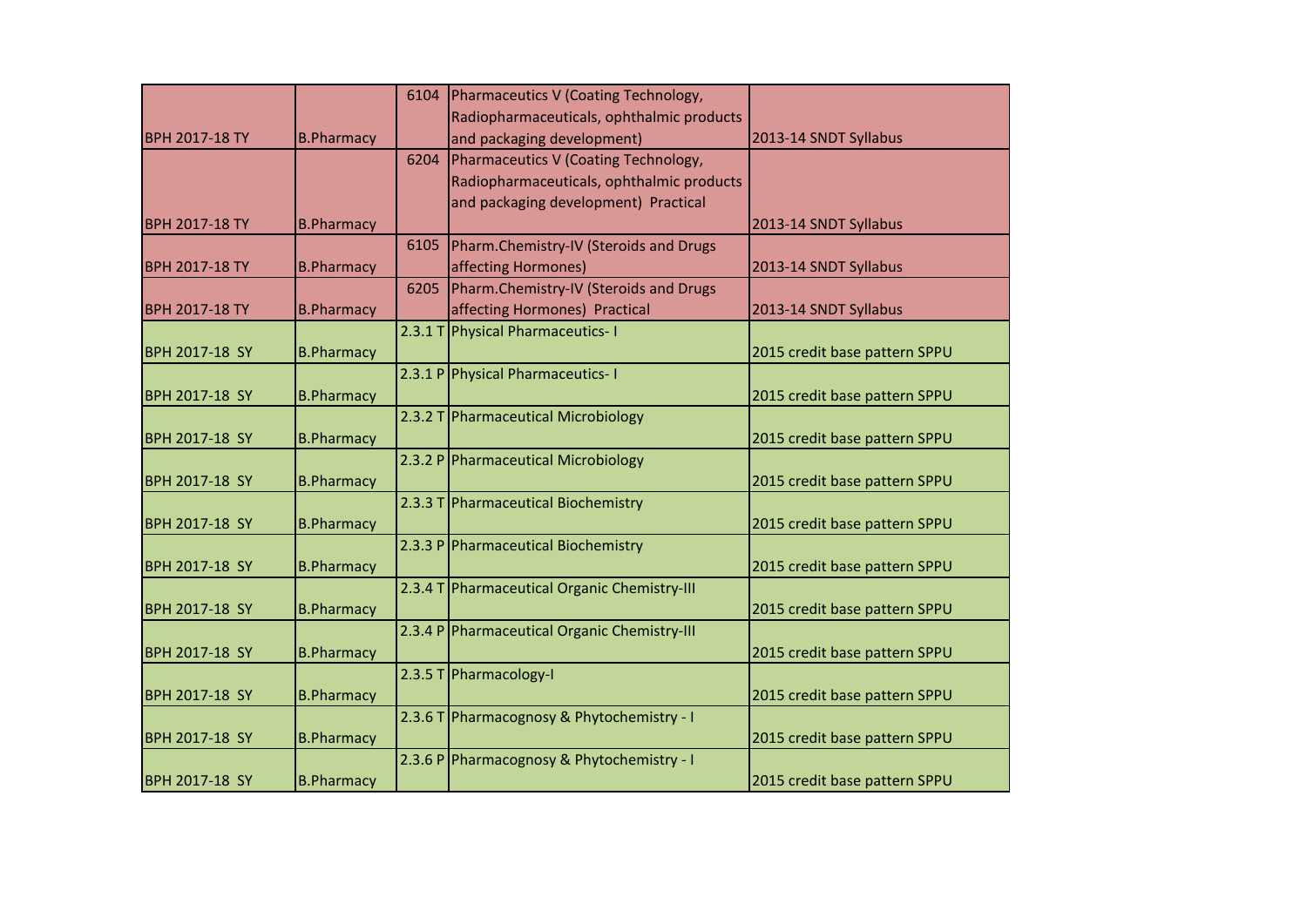| BPH 2017-18 TY | B.Pharmacy | 6104 | Pharmaceutics V (Coating Technology, Radiopharmaceuticals, ophthalmic products and packaging development) | 2013-14 SNDT Syllabus |
|---|---|---|---|---|
| BPH 2017-18 TY | B.Pharmacy | 6204 | Pharmaceutics V (Coating Technology, Radiopharmaceuticals, ophthalmic products and packaging development) Practical | 2013-14 SNDT Syllabus |
| BPH 2017-18 TY | B.Pharmacy | 6105 | Pharm.Chemistry-IV (Steroids and Drugs affecting Hormones) | 2013-14 SNDT Syllabus |
| BPH 2017-18 TY | B.Pharmacy | 6205 | Pharm.Chemistry-IV (Steroids and Drugs affecting Hormones) Practical | 2013-14 SNDT Syllabus |
| BPH 2017-18 SY | B.Pharmacy | 2.3.1 T | Physical Pharmaceutics- I | 2015 credit base pattern SPPU |
| BPH 2017-18 SY | B.Pharmacy | 2.3.1 P | Physical Pharmaceutics- I | 2015 credit base pattern SPPU |
| BPH 2017-18 SY | B.Pharmacy | 2.3.2 T | Pharmaceutical Microbiology | 2015 credit base pattern SPPU |
| BPH 2017-18 SY | B.Pharmacy | 2.3.2 P | Pharmaceutical Microbiology | 2015 credit base pattern SPPU |
| BPH 2017-18 SY | B.Pharmacy | 2.3.3 T | Pharmaceutical Biochemistry | 2015 credit base pattern SPPU |
| BPH 2017-18 SY | B.Pharmacy | 2.3.3 P | Pharmaceutical Biochemistry | 2015 credit base pattern SPPU |
| BPH 2017-18 SY | B.Pharmacy | 2.3.4 T | Pharmaceutical Organic Chemistry-III | 2015 credit base pattern SPPU |
| BPH 2017-18 SY | B.Pharmacy | 2.3.4 P | Pharmaceutical Organic Chemistry-III | 2015 credit base pattern SPPU |
| BPH 2017-18 SY | B.Pharmacy | 2.3.5 T | Pharmacology-I | 2015 credit base pattern SPPU |
| BPH 2017-18 SY | B.Pharmacy | 2.3.6 T | Pharmacognosy & Phytochemistry - I | 2015 credit base pattern SPPU |
| BPH 2017-18 SY | B.Pharmacy | 2.3.6 P | Pharmacognosy & Phytochemistry - I | 2015 credit base pattern SPPU |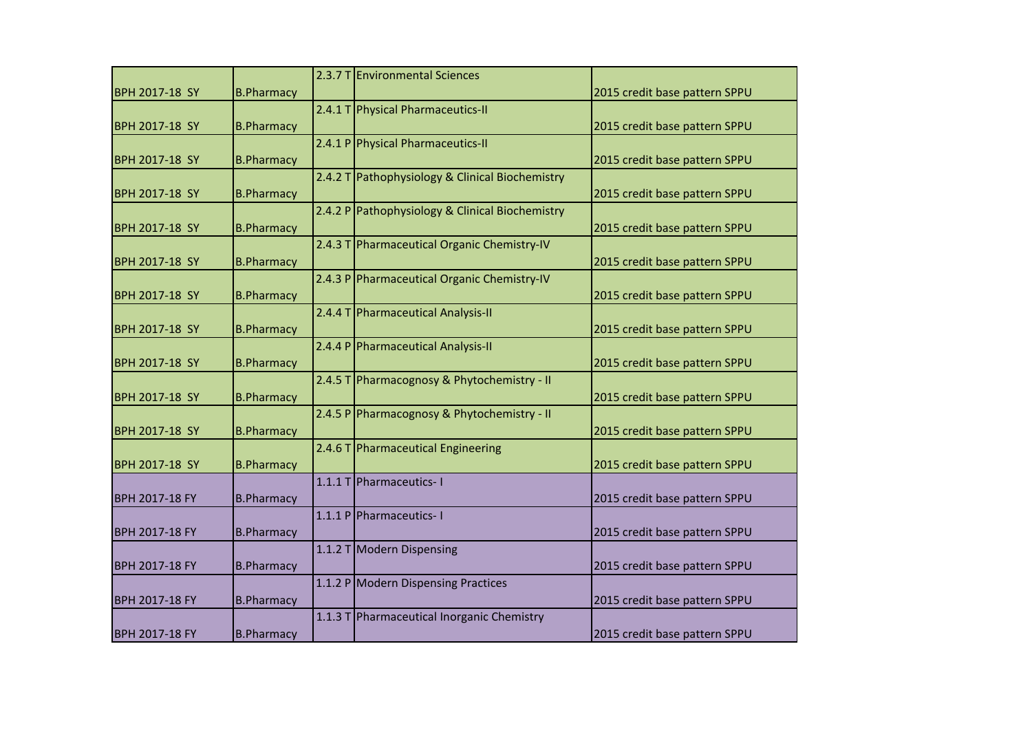| | | | | |
|---|---|---|---|---|
| BPH 2017-18 SY | B.Pharmacy | 2.3.7 T | Environmental Sciences | 2015 credit base pattern SPPU |
| BPH 2017-18 SY | B.Pharmacy | 2.4.1 T | Physical Pharmaceutics-II | 2015 credit base pattern SPPU |
| BPH 2017-18 SY | B.Pharmacy | 2.4.1 P | Physical Pharmaceutics-II | 2015 credit base pattern SPPU |
| BPH 2017-18 SY | B.Pharmacy | 2.4.2 T | Pathophysiology & Clinical Biochemistry | 2015 credit base pattern SPPU |
| BPH 2017-18 SY | B.Pharmacy | 2.4.2 P | Pathophysiology & Clinical Biochemistry | 2015 credit base pattern SPPU |
| BPH 2017-18 SY | B.Pharmacy | 2.4.3 T | Pharmaceutical Organic Chemistry-IV | 2015 credit base pattern SPPU |
| BPH 2017-18 SY | B.Pharmacy | 2.4.3 P | Pharmaceutical Organic Chemistry-IV | 2015 credit base pattern SPPU |
| BPH 2017-18 SY | B.Pharmacy | 2.4.4 T | Pharmaceutical Analysis-II | 2015 credit base pattern SPPU |
| BPH 2017-18 SY | B.Pharmacy | 2.4.4 P | Pharmaceutical Analysis-II | 2015 credit base pattern SPPU |
| BPH 2017-18 SY | B.Pharmacy | 2.4.5 T | Pharmacognosy & Phytochemistry - II | 2015 credit base pattern SPPU |
| BPH 2017-18 SY | B.Pharmacy | 2.4.5 P | Pharmacognosy & Phytochemistry - II | 2015 credit base pattern SPPU |
| BPH 2017-18 SY | B.Pharmacy | 2.4.6 T | Pharmaceutical Engineering | 2015 credit base pattern SPPU |
| BPH 2017-18 FY | B.Pharmacy | 1.1.1 T | Pharmaceutics- I | 2015 credit base pattern SPPU |
| BPH 2017-18 FY | B.Pharmacy | 1.1.1 P | Pharmaceutics- I | 2015 credit base pattern SPPU |
| BPH 2017-18 FY | B.Pharmacy | 1.1.2 T | Modern Dispensing | 2015 credit base pattern SPPU |
| BPH 2017-18 FY | B.Pharmacy | 1.1.2 P | Modern Dispensing Practices | 2015 credit base pattern SPPU |
| BPH 2017-18 FY | B.Pharmacy | 1.1.3 T | Pharmaceutical Inorganic Chemistry | 2015 credit base pattern SPPU |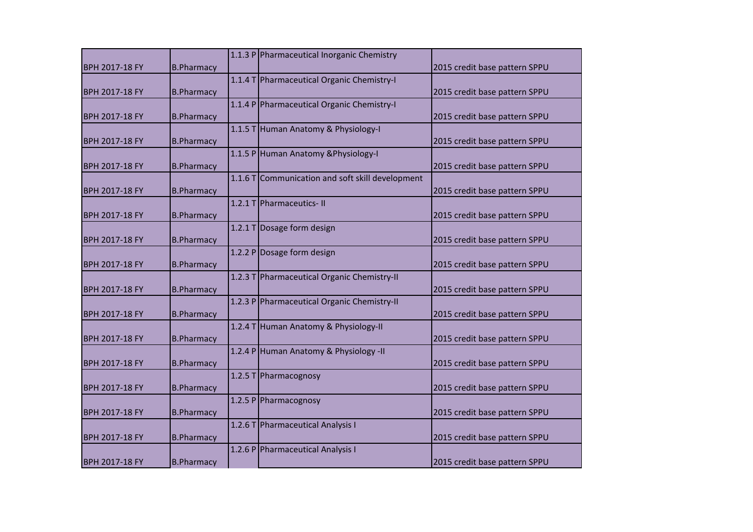| | | | | |
|---|---|---|---|---|
| BPH 2017-18 FY | B.Pharmacy | 1.1.3 P | Pharmaceutical Inorganic Chemistry | 2015 credit base pattern SPPU |
| BPH 2017-18 FY | B.Pharmacy | 1.1.4 T | Pharmaceutical Organic Chemistry-I | 2015 credit base pattern SPPU |
| BPH 2017-18 FY | B.Pharmacy | 1.1.4 P | Pharmaceutical Organic Chemistry-I | 2015 credit base pattern SPPU |
| BPH 2017-18 FY | B.Pharmacy | 1.1.5 T | Human Anatomy & Physiology-I | 2015 credit base pattern SPPU |
| BPH 2017-18 FY | B.Pharmacy | 1.1.5 P | Human Anatomy &Physiology-I | 2015 credit base pattern SPPU |
| BPH 2017-18 FY | B.Pharmacy | 1.1.6 T | Communication and soft skill development | 2015 credit base pattern SPPU |
| BPH 2017-18 FY | B.Pharmacy | 1.2.1 T | Pharmaceutics- II | 2015 credit base pattern SPPU |
| BPH 2017-18 FY | B.Pharmacy | 1.2.1 T | Dosage form design | 2015 credit base pattern SPPU |
| BPH 2017-18 FY | B.Pharmacy | 1.2.2 P | Dosage form design | 2015 credit base pattern SPPU |
| BPH 2017-18 FY | B.Pharmacy | 1.2.3 T | Pharmaceutical Organic Chemistry-II | 2015 credit base pattern SPPU |
| BPH 2017-18 FY | B.Pharmacy | 1.2.3 P | Pharmaceutical Organic Chemistry-II | 2015 credit base pattern SPPU |
| BPH 2017-18 FY | B.Pharmacy | 1.2.4 T | Human Anatomy & Physiology-II | 2015 credit base pattern SPPU |
| BPH 2017-18 FY | B.Pharmacy | 1.2.4 P | Human Anatomy & Physiology -II | 2015 credit base pattern SPPU |
| BPH 2017-18 FY | B.Pharmacy | 1.2.5 T | Pharmacognosy | 2015 credit base pattern SPPU |
| BPH 2017-18 FY | B.Pharmacy | 1.2.5 P | Pharmacognosy | 2015 credit base pattern SPPU |
| BPH 2017-18 FY | B.Pharmacy | 1.2.6 T | Pharmaceutical Analysis I | 2015 credit base pattern SPPU |
| BPH 2017-18 FY | B.Pharmacy | 1.2.6 P | Pharmaceutical Analysis I | 2015 credit base pattern SPPU |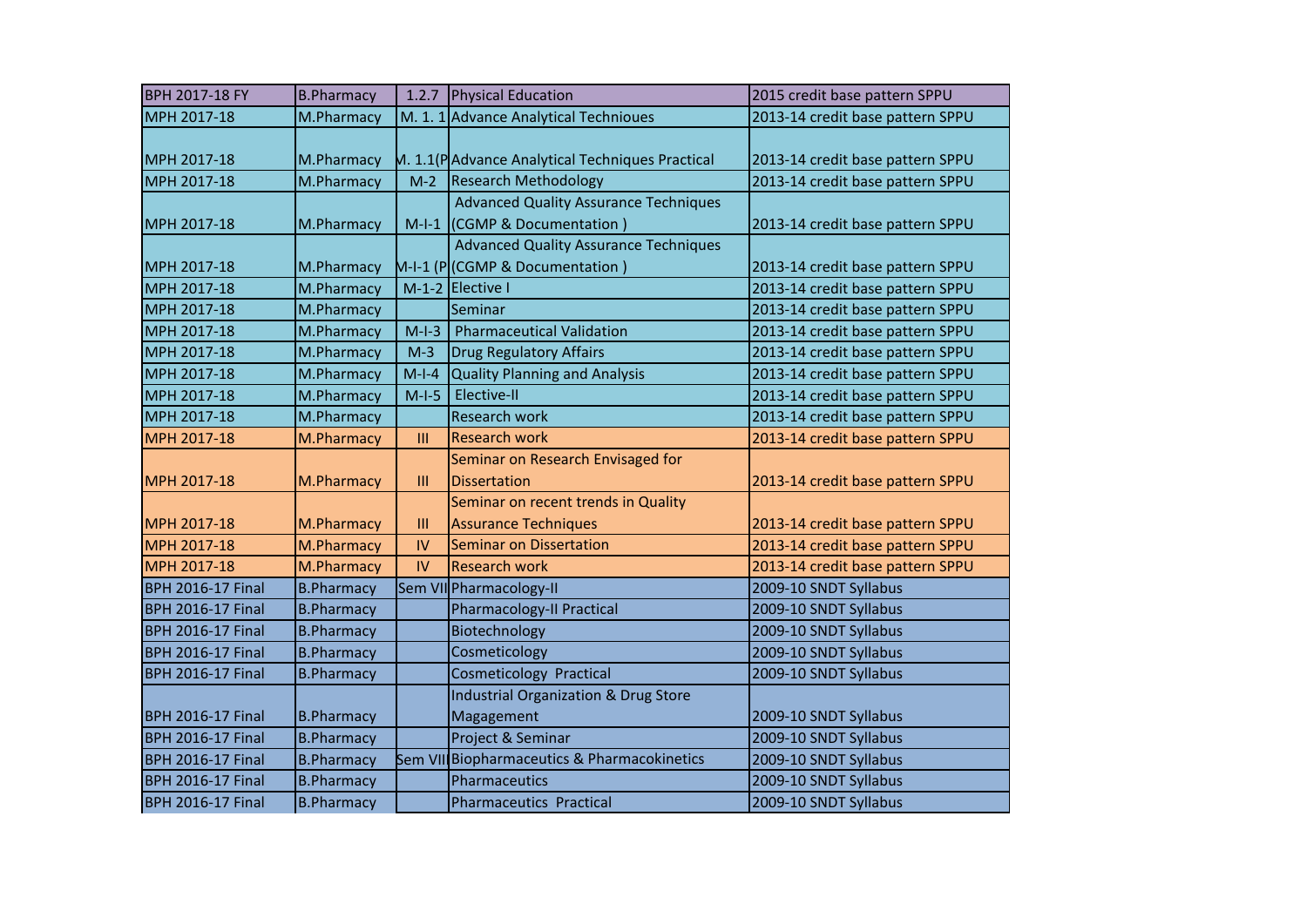| BPH 2017-18 FY | B.Pharmacy | 1.2.7 | Physical Education | 2015 credit base pattern SPPU |
|---|---|---|---|---|
| MPH 2017-18 | M.Pharmacy | M. 1. 1 | Advance Analytical Technioues | 2013-14 credit base pattern SPPU |
| MPH 2017-18 | M.Pharmacy | M. 1.1(P | Advance Analytical Techniques Practical | 2013-14 credit base pattern SPPU |
| MPH 2017-18 | M.Pharmacy | M-2 | Research Methodology | 2013-14 credit base pattern SPPU |
| MPH 2017-18 | M.Pharmacy | M-I-1 | Advanced Quality Assurance Techniques (CGMP & Documentation ) | 2013-14 credit base pattern SPPU |
| MPH 2017-18 | M.Pharmacy | M-I-1 (P | Advanced Quality Assurance Techniques (CGMP & Documentation ) | 2013-14 credit base pattern SPPU |
| MPH 2017-18 | M.Pharmacy | M-1-2 | Elective I | 2013-14 credit base pattern SPPU |
| MPH 2017-18 | M.Pharmacy | | Seminar | 2013-14 credit base pattern SPPU |
| MPH 2017-18 | M.Pharmacy | M-I-3 | Pharmaceutical Validation | 2013-14 credit base pattern SPPU |
| MPH 2017-18 | M.Pharmacy | M-3 | Drug Regulatory Affairs | 2013-14 credit base pattern SPPU |
| MPH 2017-18 | M.Pharmacy | M-I-4 | Quality Planning and Analysis | 2013-14 credit base pattern SPPU |
| MPH 2017-18 | M.Pharmacy | M-I-5 | Elective-II | 2013-14 credit base pattern SPPU |
| MPH 2017-18 | M.Pharmacy | | Research work | 2013-14 credit base pattern SPPU |
| MPH 2017-18 | M.Pharmacy | III | Research work | 2013-14 credit base pattern SPPU |
| MPH 2017-18 | M.Pharmacy | III | Seminar on Research Envisaged for Dissertation | 2013-14 credit base pattern SPPU |
| MPH 2017-18 | M.Pharmacy | III | Seminar on recent trends in Quality Assurance Techniques | 2013-14 credit base pattern SPPU |
| MPH 2017-18 | M.Pharmacy | IV | Seminar on Dissertation | 2013-14 credit base pattern SPPU |
| MPH 2017-18 | M.Pharmacy | IV | Research work | 2013-14 credit base pattern SPPU |
| BPH 2016-17 Final | B.Pharmacy | Sem VII | Pharmacology-II | 2009-10 SNDT Syllabus |
| BPH 2016-17 Final | B.Pharmacy | | Pharmacology-II Practical | 2009-10 SNDT Syllabus |
| BPH 2016-17 Final | B.Pharmacy | | Biotechnology | 2009-10 SNDT Syllabus |
| BPH 2016-17 Final | B.Pharmacy | | Cosmeticology | 2009-10 SNDT Syllabus |
| BPH 2016-17 Final | B.Pharmacy | | Cosmeticology Practical | 2009-10 SNDT Syllabus |
| BPH 2016-17 Final | B.Pharmacy | | Industrial Organization & Drug Store Magagement | 2009-10 SNDT Syllabus |
| BPH 2016-17 Final | B.Pharmacy | | Project & Seminar | 2009-10 SNDT Syllabus |
| BPH 2016-17 Final | B.Pharmacy | Sem VIII | Biopharmaceutics & Pharmacokinetics | 2009-10 SNDT Syllabus |
| BPH 2016-17 Final | B.Pharmacy | | Pharmaceutics | 2009-10 SNDT Syllabus |
| BPH 2016-17 Final | B.Pharmacy | | Pharmaceutics Practical | 2009-10 SNDT Syllabus |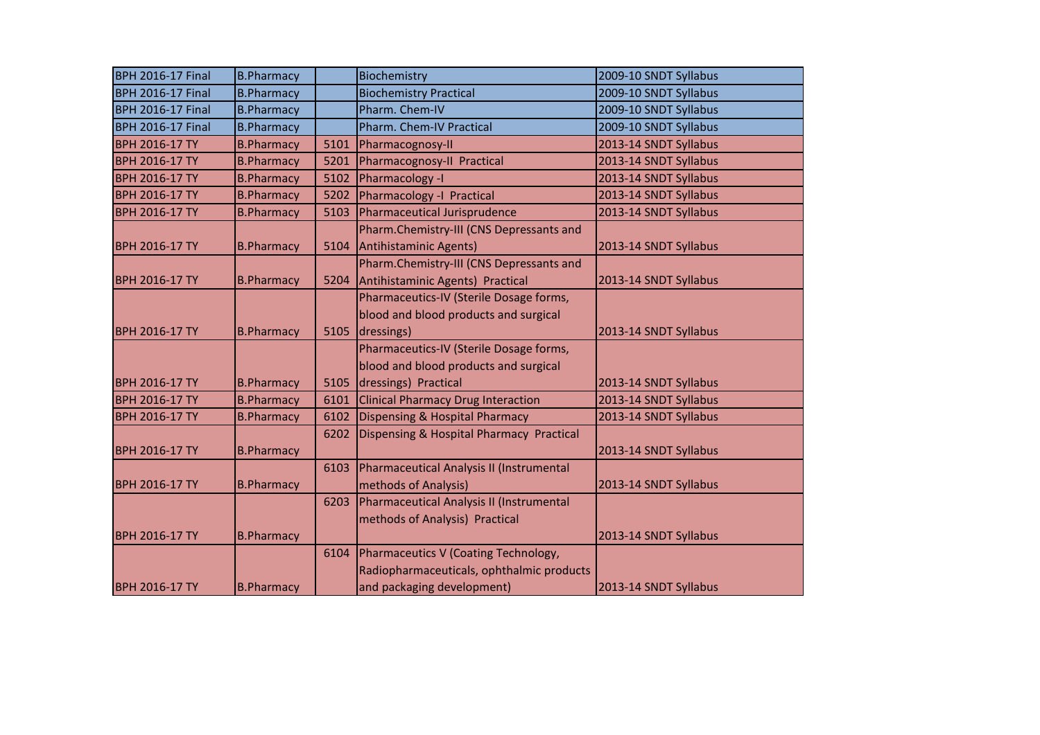| BPH 2016-17 Final | B.Pharmacy | | Biochemistry | 2009-10 SNDT Syllabus |
|---|---|---|---|---|
| BPH 2016-17 Final | B.Pharmacy | | Biochemistry Practical | 2009-10 SNDT Syllabus |
| BPH 2016-17 Final | B.Pharmacy | | Pharm. Chem-IV | 2009-10 SNDT Syllabus |
| BPH 2016-17 Final | B.Pharmacy | | Pharm. Chem-IV Practical | 2009-10 SNDT Syllabus |
| BPH 2016-17 TY | B.Pharmacy | 5101 | Pharmacognosy-II | 2013-14 SNDT Syllabus |
| BPH 2016-17 TY | B.Pharmacy | 5201 | Pharmacognosy-II Practical | 2013-14 SNDT Syllabus |
| BPH 2016-17 TY | B.Pharmacy | 5102 | Pharmacology -I | 2013-14 SNDT Syllabus |
| BPH 2016-17 TY | B.Pharmacy | 5202 | Pharmacology -I Practical | 2013-14 SNDT Syllabus |
| BPH 2016-17 TY | B.Pharmacy | 5103 | Pharmaceutical Jurisprudence | 2013-14 SNDT Syllabus |
| BPH 2016-17 TY | B.Pharmacy | 5104 | Pharm.Chemistry-III (CNS Depressants and Antihistaminic Agents) | 2013-14 SNDT Syllabus |
| BPH 2016-17 TY | B.Pharmacy | 5204 | Pharm.Chemistry-III (CNS Depressants and Antihistaminic Agents) Practical | 2013-14 SNDT Syllabus |
| BPH 2016-17 TY | B.Pharmacy | 5105 | Pharmaceutics-IV (Sterile Dosage forms, blood and blood products and surgical dressings) | 2013-14 SNDT Syllabus |
| BPH 2016-17 TY | B.Pharmacy | 5105 | Pharmaceutics-IV (Sterile Dosage forms, blood and blood products and surgical dressings) Practical | 2013-14 SNDT Syllabus |
| BPH 2016-17 TY | B.Pharmacy | 6101 | Clinical Pharmacy Drug Interaction | 2013-14 SNDT Syllabus |
| BPH 2016-17 TY | B.Pharmacy | 6102 | Dispensing & Hospital Pharmacy | 2013-14 SNDT Syllabus |
| BPH 2016-17 TY | B.Pharmacy | 6202 | Dispensing & Hospital Pharmacy Practical | 2013-14 SNDT Syllabus |
| BPH 2016-17 TY | B.Pharmacy | 6103 | Pharmaceutical Analysis II (Instrumental methods of Analysis) | 2013-14 SNDT Syllabus |
| BPH 2016-17 TY | B.Pharmacy | 6203 | Pharmaceutical Analysis II (Instrumental methods of Analysis) Practical | 2013-14 SNDT Syllabus |
| BPH 2016-17 TY | B.Pharmacy | 6104 | Pharmaceutics V (Coating Technology, Radiopharmaceuticals, ophthalmic products and packaging development) | 2013-14 SNDT Syllabus |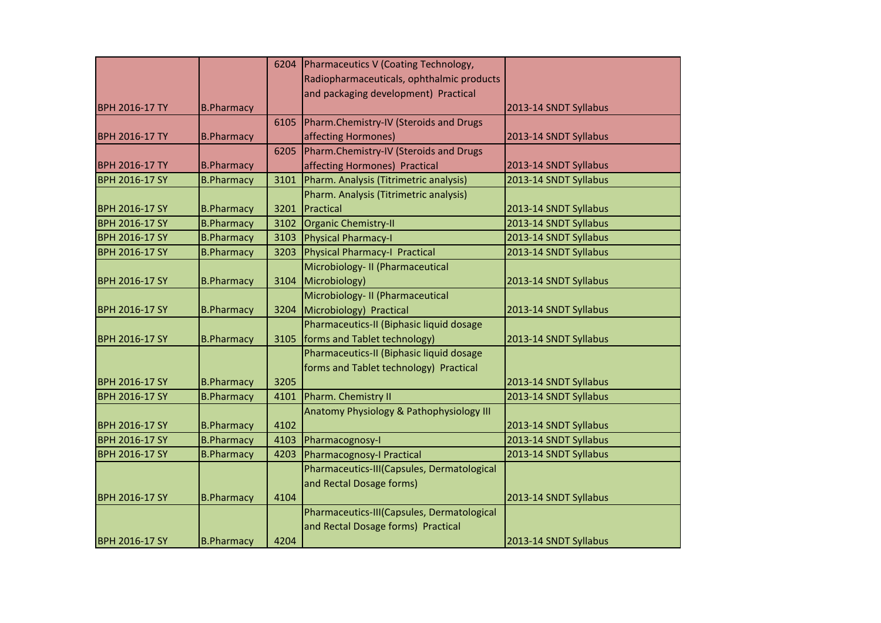| | | | | |
|---|---|---|---|---|
| BPH 2016-17 TY | B.Pharmacy | 6204 | Pharmaceutics V (Coating Technology, Radiopharmaceuticals, ophthalmic products and packaging development) Practical | 2013-14 SNDT Syllabus |
| BPH 2016-17 TY | B.Pharmacy | 6105 | Pharm.Chemistry-IV (Steroids and Drugs affecting Hormones) | 2013-14 SNDT Syllabus |
| BPH 2016-17 TY | B.Pharmacy | 6205 | Pharm.Chemistry-IV (Steroids and Drugs affecting Hormones) Practical | 2013-14 SNDT Syllabus |
| BPH 2016-17 SY | B.Pharmacy | 3101 | Pharm. Analysis (Titrimetric analysis) | 2013-14 SNDT Syllabus |
| BPH 2016-17 SY | B.Pharmacy | 3201 | Pharm. Analysis (Titrimetric analysis) Practical | 2013-14 SNDT Syllabus |
| BPH 2016-17 SY | B.Pharmacy | 3102 | Organic Chemistry-II | 2013-14 SNDT Syllabus |
| BPH 2016-17 SY | B.Pharmacy | 3103 | Physical Pharmacy-I | 2013-14 SNDT Syllabus |
| BPH 2016-17 SY | B.Pharmacy | 3203 | Physical Pharmacy-I Practical | 2013-14 SNDT Syllabus |
| BPH 2016-17 SY | B.Pharmacy | 3104 | Microbiology- II (Pharmaceutical Microbiology) | 2013-14 SNDT Syllabus |
| BPH 2016-17 SY | B.Pharmacy | 3204 | Microbiology- II (Pharmaceutical Microbiology) Practical | 2013-14 SNDT Syllabus |
| BPH 2016-17 SY | B.Pharmacy | 3105 | Pharmaceutics-II (Biphasic liquid dosage forms and Tablet technology) | 2013-14 SNDT Syllabus |
| BPH 2016-17 SY | B.Pharmacy | 3205 | Pharmaceutics-II (Biphasic liquid dosage forms and Tablet technology) Practical | 2013-14 SNDT Syllabus |
| BPH 2016-17 SY | B.Pharmacy | 4101 | Pharm. Chemistry II | 2013-14 SNDT Syllabus |
| BPH 2016-17 SY | B.Pharmacy | 4102 | Anatomy Physiology & Pathophysiology III | 2013-14 SNDT Syllabus |
| BPH 2016-17 SY | B.Pharmacy | 4103 | Pharmacognosy-I | 2013-14 SNDT Syllabus |
| BPH 2016-17 SY | B.Pharmacy | 4203 | Pharmacognosy-I Practical | 2013-14 SNDT Syllabus |
| BPH 2016-17 SY | B.Pharmacy | 4104 | Pharmaceutics-III(Capsules, Dermatological and Rectal Dosage forms) | 2013-14 SNDT Syllabus |
| BPH 2016-17 SY | B.Pharmacy | 4204 | Pharmaceutics-III(Capsules, Dermatological and Rectal Dosage forms) Practical | 2013-14 SNDT Syllabus |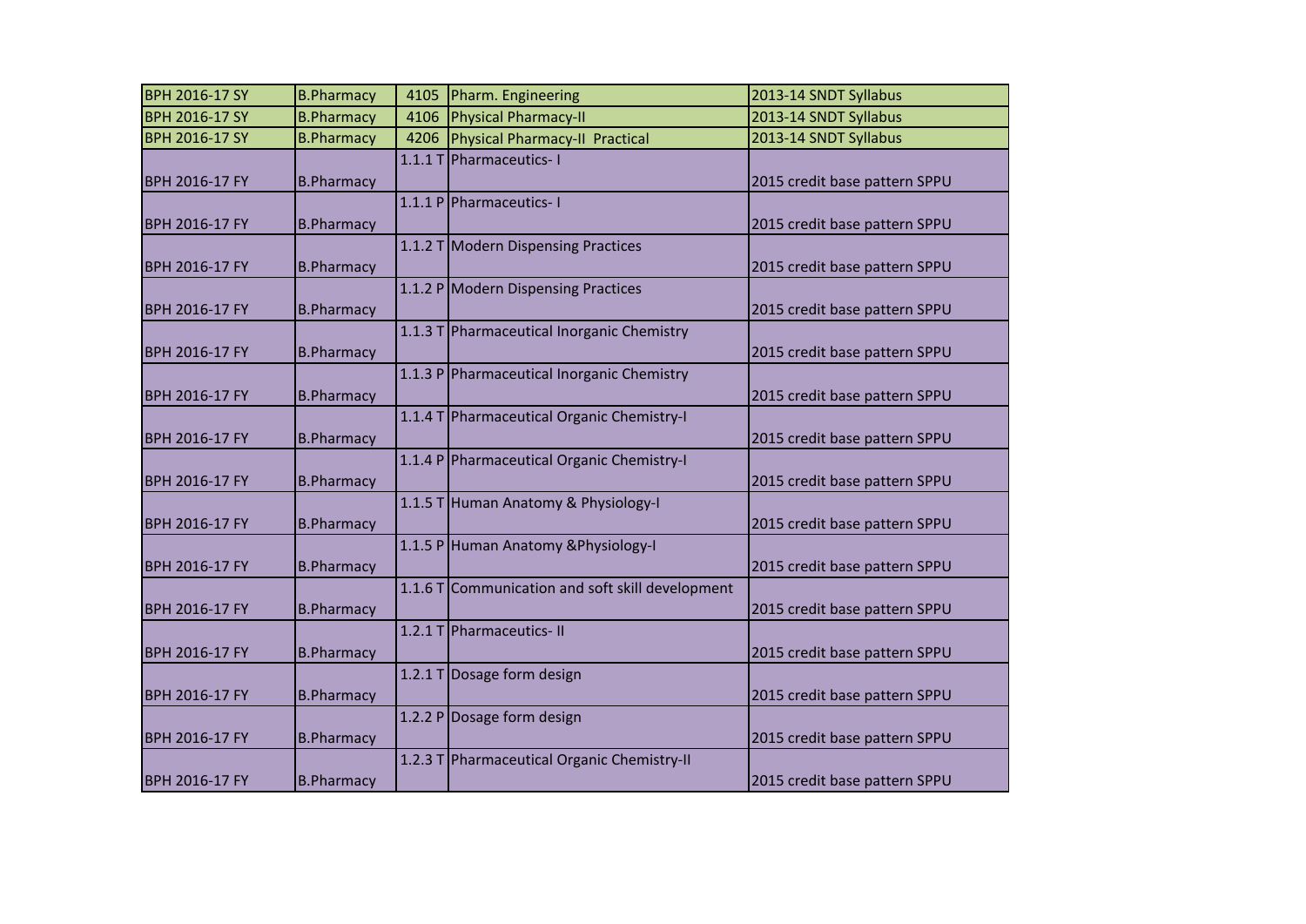| | | | | |
|---|---|---|---|---|
| BPH 2016-17 SY | B.Pharmacy | 4105 | Pharm. Engineering | 2013-14 SNDT Syllabus |
| BPH 2016-17 SY | B.Pharmacy | 4106 | Physical Pharmacy-II | 2013-14 SNDT Syllabus |
| BPH 2016-17 SY | B.Pharmacy | 4206 | Physical Pharmacy-II Practical | 2013-14 SNDT Syllabus |
| BPH 2016-17 FY | B.Pharmacy | 1.1.1 T | Pharmaceutics- I | 2015 credit base pattern SPPU |
| BPH 2016-17 FY | B.Pharmacy | 1.1.1 P | Pharmaceutics- I | 2015 credit base pattern SPPU |
| BPH 2016-17 FY | B.Pharmacy | 1.1.2 T | Modern Dispensing Practices | 2015 credit base pattern SPPU |
| BPH 2016-17 FY | B.Pharmacy | 1.1.2 P | Modern Dispensing Practices | 2015 credit base pattern SPPU |
| BPH 2016-17 FY | B.Pharmacy | 1.1.3 T | Pharmaceutical Inorganic Chemistry | 2015 credit base pattern SPPU |
| BPH 2016-17 FY | B.Pharmacy | 1.1.3 P | Pharmaceutical Inorganic Chemistry | 2015 credit base pattern SPPU |
| BPH 2016-17 FY | B.Pharmacy | 1.1.4 T | Pharmaceutical Organic Chemistry-I | 2015 credit base pattern SPPU |
| BPH 2016-17 FY | B.Pharmacy | 1.1.4 P | Pharmaceutical Organic Chemistry-I | 2015 credit base pattern SPPU |
| BPH 2016-17 FY | B.Pharmacy | 1.1.5 T | Human Anatomy & Physiology-I | 2015 credit base pattern SPPU |
| BPH 2016-17 FY | B.Pharmacy | 1.1.5 P | Human Anatomy &Physiology-I | 2015 credit base pattern SPPU |
| BPH 2016-17 FY | B.Pharmacy | 1.1.6 T | Communication and soft skill development | 2015 credit base pattern SPPU |
| BPH 2016-17 FY | B.Pharmacy | 1.2.1 T | Pharmaceutics- II | 2015 credit base pattern SPPU |
| BPH 2016-17 FY | B.Pharmacy | 1.2.1 T | Dosage form design | 2015 credit base pattern SPPU |
| BPH 2016-17 FY | B.Pharmacy | 1.2.2 P | Dosage form design | 2015 credit base pattern SPPU |
| BPH 2016-17 FY | B.Pharmacy | 1.2.3 T | Pharmaceutical Organic Chemistry-II | 2015 credit base pattern SPPU |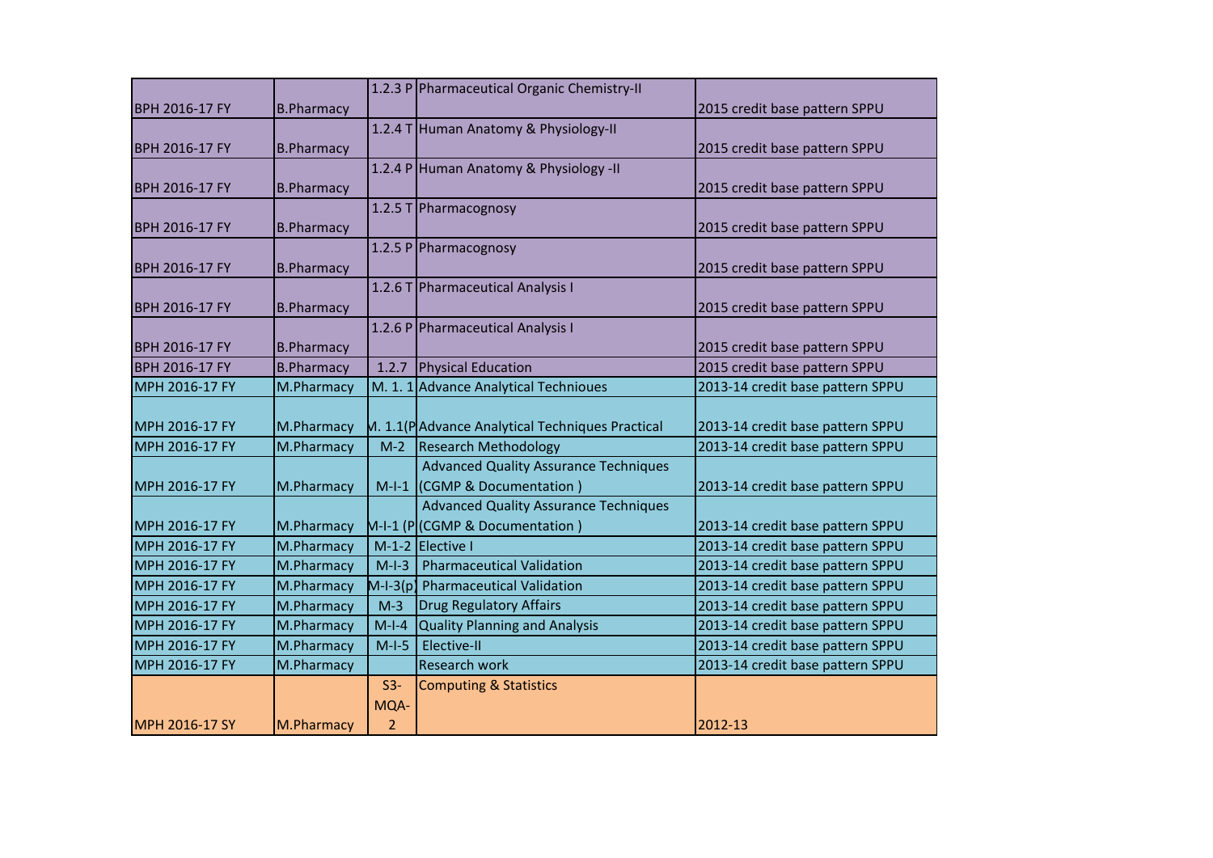| | | | | |
|---|---|---|---|---|
| BPH 2016-17 FY | B.Pharmacy | 1.2.3 P | Pharmaceutical Organic Chemistry-II | 2015 credit base pattern SPPU |
| BPH 2016-17 FY | B.Pharmacy | 1.2.4 T | Human Anatomy & Physiology-II | 2015 credit base pattern SPPU |
| BPH 2016-17 FY | B.Pharmacy | 1.2.4 P | Human Anatomy & Physiology -II | 2015 credit base pattern SPPU |
| BPH 2016-17 FY | B.Pharmacy | 1.2.5 T | Pharmacognosy | 2015 credit base pattern SPPU |
| BPH 2016-17 FY | B.Pharmacy | 1.2.5 P | Pharmacognosy | 2015 credit base pattern SPPU |
| BPH 2016-17 FY | B.Pharmacy | 1.2.6 T | Pharmaceutical Analysis I | 2015 credit base pattern SPPU |
| BPH 2016-17 FY | B.Pharmacy | 1.2.6 P | Pharmaceutical Analysis I | 2015 credit base pattern SPPU |
| BPH 2016-17 FY | B.Pharmacy | 1.2.7 | Physical Education | 2015 credit base pattern SPPU |
| MPH 2016-17 FY | M.Pharmacy | M. 1. 1 | Advance Analytical Technioues | 2013-14 credit base pattern SPPU |
| MPH 2016-17 FY | M.Pharmacy | M. 1.1(P | Advance Analytical Techniques Practical | 2013-14 credit base pattern SPPU |
| MPH 2016-17 FY | M.Pharmacy | M-2 | Research Methodology | 2013-14 credit base pattern SPPU |
| MPH 2016-17 FY | M.Pharmacy | M-I-1 | Advanced Quality Assurance Techniques (CGMP & Documentation ) | 2013-14 credit base pattern SPPU |
| MPH 2016-17 FY | M.Pharmacy | M-I-1 (P | Advanced Quality Assurance Techniques (CGMP & Documentation ) | 2013-14 credit base pattern SPPU |
| MPH 2016-17 FY | M.Pharmacy | M-1-2 | Elective I | 2013-14 credit base pattern SPPU |
| MPH 2016-17 FY | M.Pharmacy | M-I-3 | Pharmaceutical Validation | 2013-14 credit base pattern SPPU |
| MPH 2016-17 FY | M.Pharmacy | M-I-3(p) | Pharmaceutical Validation | 2013-14 credit base pattern SPPU |
| MPH 2016-17 FY | M.Pharmacy | M-3 | Drug Regulatory Affairs | 2013-14 credit base pattern SPPU |
| MPH 2016-17 FY | M.Pharmacy | M-I-4 | Quality Planning and Analysis | 2013-14 credit base pattern SPPU |
| MPH 2016-17 FY | M.Pharmacy | M-I-5 | Elective-II | 2013-14 credit base pattern SPPU |
| MPH 2016-17 FY | M.Pharmacy | | Research work | 2013-14 credit base pattern SPPU |
| MPH 2016-17 SY | M.Pharmacy | S3-MQA-2 | Computing & Statistics | 2012-13 |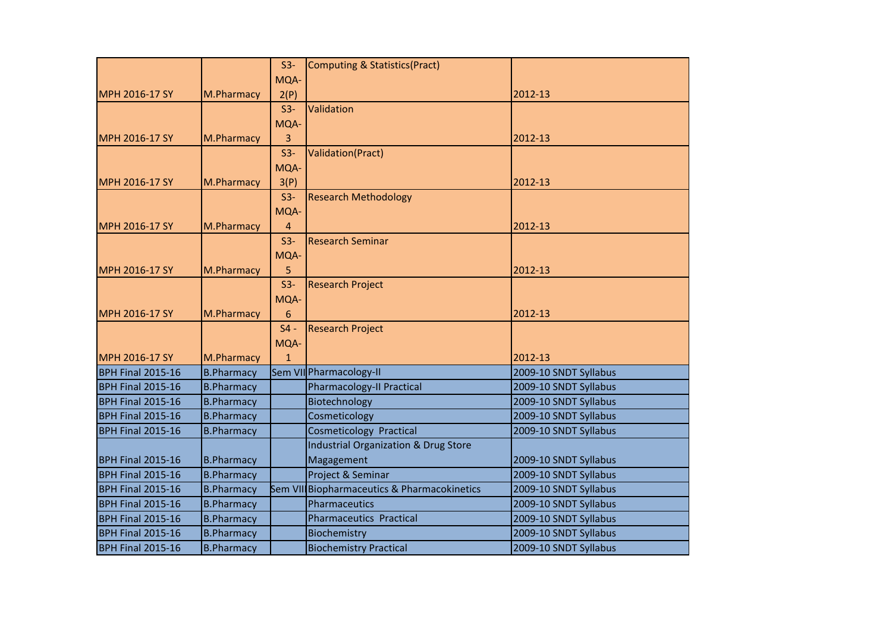| | | | | |
|---|---|---|---|---|
| MPH 2016-17 SY | M.Pharmacy | S3-MQA-2(P) | Computing & Statistics(Pract) | 2012-13 |
| MPH 2016-17 SY | M.Pharmacy | S3-MQA-3 | Validation | 2012-13 |
| MPH 2016-17 SY | M.Pharmacy | S3-MQA-3(P) | Validation(Pract) | 2012-13 |
| MPH 2016-17 SY | M.Pharmacy | S3-MQA-4 | Research Methodology | 2012-13 |
| MPH 2016-17 SY | M.Pharmacy | S3-MQA-5 | Research Seminar | 2012-13 |
| MPH 2016-17 SY | M.Pharmacy | S3-MQA-6 | Research Project | 2012-13 |
| MPH 2016-17 SY | M.Pharmacy | S4 - MQA-1 | Research Project | 2012-13 |
| BPH Final 2015-16 | B.Pharmacy | Sem VII | Pharmacology-II | 2009-10 SNDT Syllabus |
| BPH Final 2015-16 | B.Pharmacy | | Pharmacology-II Practical | 2009-10 SNDT Syllabus |
| BPH Final 2015-16 | B.Pharmacy | | Biotechnology | 2009-10 SNDT Syllabus |
| BPH Final 2015-16 | B.Pharmacy | | Cosmeticology | 2009-10 SNDT Syllabus |
| BPH Final 2015-16 | B.Pharmacy | | Cosmeticology Practical | 2009-10 SNDT Syllabus |
| BPH Final 2015-16 | B.Pharmacy | | Industrial Organization & Drug Store Magagement | 2009-10 SNDT Syllabus |
| BPH Final 2015-16 | B.Pharmacy | | Project & Seminar | 2009-10 SNDT Syllabus |
| BPH Final 2015-16 | B.Pharmacy | Sem VIII | Biopharmaceutics & Pharmacokinetics | 2009-10 SNDT Syllabus |
| BPH Final 2015-16 | B.Pharmacy | | Pharmaceutics | 2009-10 SNDT Syllabus |
| BPH Final 2015-16 | B.Pharmacy | | Pharmaceutics Practical | 2009-10 SNDT Syllabus |
| BPH Final 2015-16 | B.Pharmacy | | Biochemistry | 2009-10 SNDT Syllabus |
| BPH Final 2015-16 | B.Pharmacy | | Biochemistry Practical | 2009-10 SNDT Syllabus |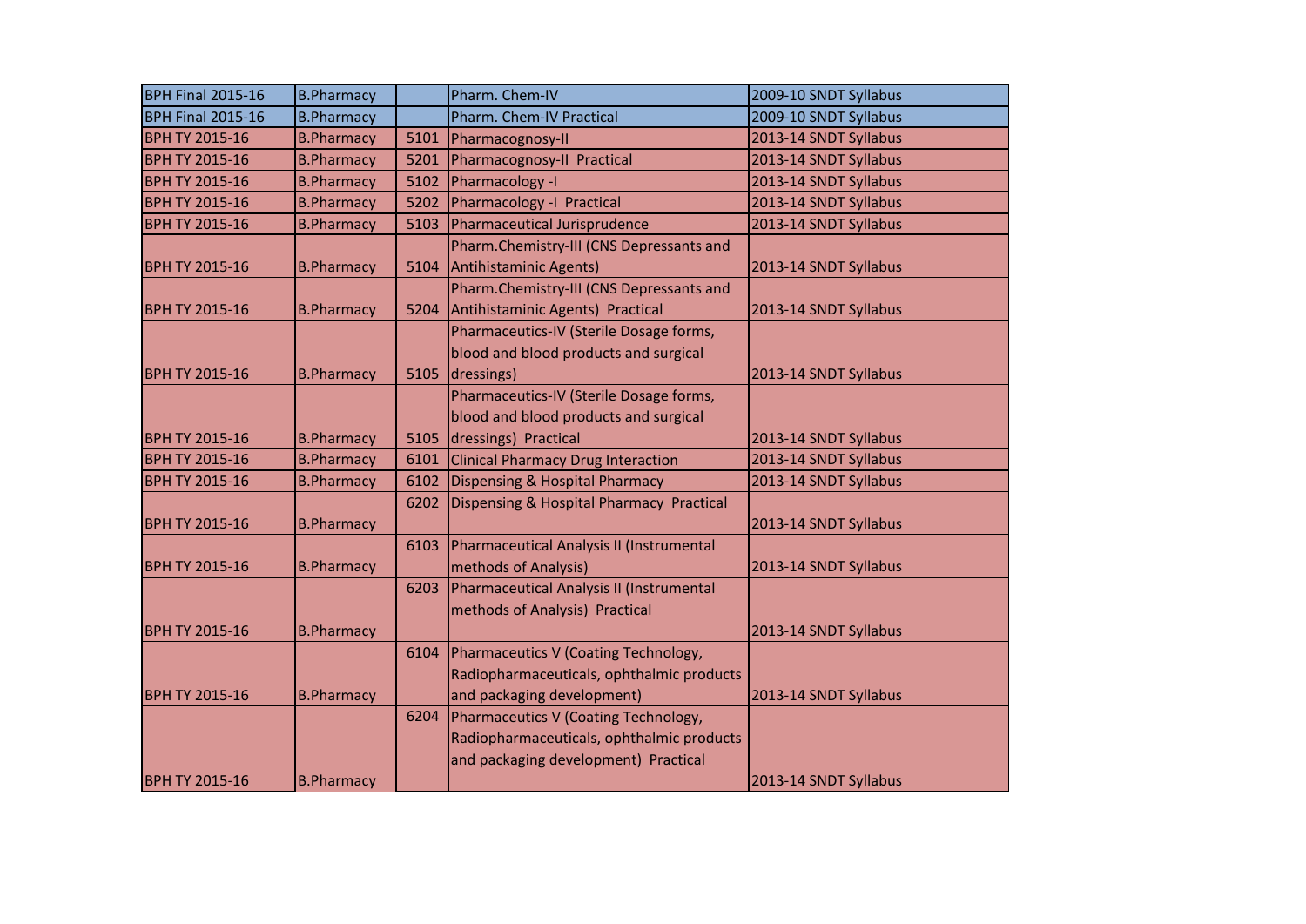| BPH Final 2015-16 | B.Pharmacy | | Pharm. Chem-IV | 2009-10 SNDT Syllabus |
|---|---|---|---|---|
| BPH Final 2015-16 | B.Pharmacy | | Pharm. Chem-IV Practical | 2009-10 SNDT Syllabus |
| BPH TY 2015-16 | B.Pharmacy | 5101 | Pharmacognosy-II | 2013-14 SNDT Syllabus |
| BPH TY 2015-16 | B.Pharmacy | 5201 | Pharmacognosy-II Practical | 2013-14 SNDT Syllabus |
| BPH TY 2015-16 | B.Pharmacy | 5102 | Pharmacology -I | 2013-14 SNDT Syllabus |
| BPH TY 2015-16 | B.Pharmacy | 5202 | Pharmacology -I Practical | 2013-14 SNDT Syllabus |
| BPH TY 2015-16 | B.Pharmacy | 5103 | Pharmaceutical Jurisprudence | 2013-14 SNDT Syllabus |
| BPH TY 2015-16 | B.Pharmacy | 5104 | Pharm.Chemistry-III (CNS Depressants and Antihistaminic Agents) | 2013-14 SNDT Syllabus |
| BPH TY 2015-16 | B.Pharmacy | 5204 | Pharm.Chemistry-III (CNS Depressants and Antihistaminic Agents) Practical | 2013-14 SNDT Syllabus |
| BPH TY 2015-16 | B.Pharmacy | 5105 | Pharmaceutics-IV (Sterile Dosage forms, blood and blood products and surgical dressings) | 2013-14 SNDT Syllabus |
| BPH TY 2015-16 | B.Pharmacy | 5105 | Pharmaceutics-IV (Sterile Dosage forms, blood and blood products and surgical dressings) Practical | 2013-14 SNDT Syllabus |
| BPH TY 2015-16 | B.Pharmacy | 6101 | Clinical Pharmacy Drug Interaction | 2013-14 SNDT Syllabus |
| BPH TY 2015-16 | B.Pharmacy | 6102 | Dispensing & Hospital Pharmacy | 2013-14 SNDT Syllabus |
| BPH TY 2015-16 | B.Pharmacy | 6202 | Dispensing & Hospital Pharmacy Practical | 2013-14 SNDT Syllabus |
| BPH TY 2015-16 | B.Pharmacy | 6103 | Pharmaceutical Analysis II (Instrumental methods of Analysis) | 2013-14 SNDT Syllabus |
| BPH TY 2015-16 | B.Pharmacy | 6203 | Pharmaceutical Analysis II (Instrumental methods of Analysis) Practical | 2013-14 SNDT Syllabus |
| BPH TY 2015-16 | B.Pharmacy | 6104 | Pharmaceutics V (Coating Technology, Radiopharmaceuticals, ophthalmic products and packaging development) | 2013-14 SNDT Syllabus |
| BPH TY 2015-16 | B.Pharmacy | 6204 | Pharmaceutics V (Coating Technology, Radiopharmaceuticals, ophthalmic products and packaging development) Practical | 2013-14 SNDT Syllabus |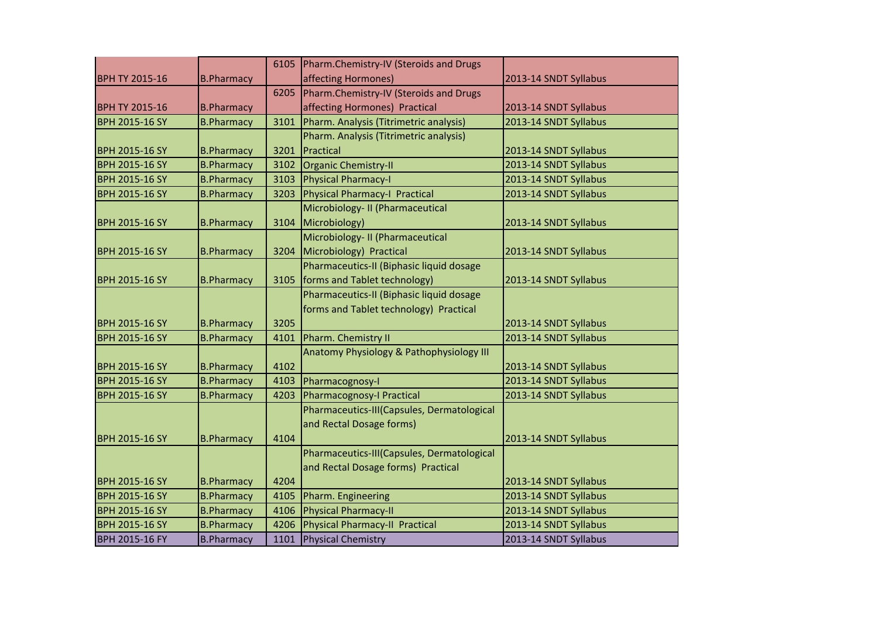| | | | | |
|---|---|---|---|---|
| BPH TY 2015-16 | B.Pharmacy | 6105 | Pharm.Chemistry-IV (Steroids and Drugs affecting Hormones) | 2013-14 SNDT Syllabus |
| BPH TY 2015-16 | B.Pharmacy | 6205 | Pharm.Chemistry-IV (Steroids and Drugs affecting Hormones) Practical | 2013-14 SNDT Syllabus |
| BPH 2015-16 SY | B.Pharmacy | 3101 | Pharm. Analysis (Titrimetric analysis) | 2013-14 SNDT Syllabus |
| BPH 2015-16 SY | B.Pharmacy | 3201 | Pharm. Analysis (Titrimetric analysis) Practical | 2013-14 SNDT Syllabus |
| BPH 2015-16 SY | B.Pharmacy | 3102 | Organic Chemistry-II | 2013-14 SNDT Syllabus |
| BPH 2015-16 SY | B.Pharmacy | 3103 | Physical Pharmacy-I | 2013-14 SNDT Syllabus |
| BPH 2015-16 SY | B.Pharmacy | 3203 | Physical Pharmacy-I Practical | 2013-14 SNDT Syllabus |
| BPH 2015-16 SY | B.Pharmacy | 3104 | Microbiology- II (Pharmaceutical Microbiology) | 2013-14 SNDT Syllabus |
| BPH 2015-16 SY | B.Pharmacy | 3204 | Microbiology- II (Pharmaceutical Microbiology) Practical | 2013-14 SNDT Syllabus |
| BPH 2015-16 SY | B.Pharmacy | 3105 | Pharmaceutics-II (Biphasic liquid dosage forms and Tablet technology) | 2013-14 SNDT Syllabus |
| BPH 2015-16 SY | B.Pharmacy | 3205 | Pharmaceutics-II (Biphasic liquid dosage forms and Tablet technology) Practical | 2013-14 SNDT Syllabus |
| BPH 2015-16 SY | B.Pharmacy | 4101 | Pharm. Chemistry II | 2013-14 SNDT Syllabus |
| BPH 2015-16 SY | B.Pharmacy | 4102 | Anatomy Physiology & Pathophysiology III | 2013-14 SNDT Syllabus |
| BPH 2015-16 SY | B.Pharmacy | 4103 | Pharmacognosy-I | 2013-14 SNDT Syllabus |
| BPH 2015-16 SY | B.Pharmacy | 4203 | Pharmacognosy-I Practical | 2013-14 SNDT Syllabus |
| BPH 2015-16 SY | B.Pharmacy | 4104 | Pharmaceutics-III(Capsules, Dermatological and Rectal Dosage forms) | 2013-14 SNDT Syllabus |
| BPH 2015-16 SY | B.Pharmacy | 4204 | Pharmaceutics-III(Capsules, Dermatological and Rectal Dosage forms) Practical | 2013-14 SNDT Syllabus |
| BPH 2015-16 SY | B.Pharmacy | 4105 | Pharm. Engineering | 2013-14 SNDT Syllabus |
| BPH 2015-16 SY | B.Pharmacy | 4106 | Physical Pharmacy-II | 2013-14 SNDT Syllabus |
| BPH 2015-16 SY | B.Pharmacy | 4206 | Physical Pharmacy-II Practical | 2013-14 SNDT Syllabus |
| BPH 2015-16 FY | B.Pharmacy | 1101 | Physical Chemistry | 2013-14 SNDT Syllabus |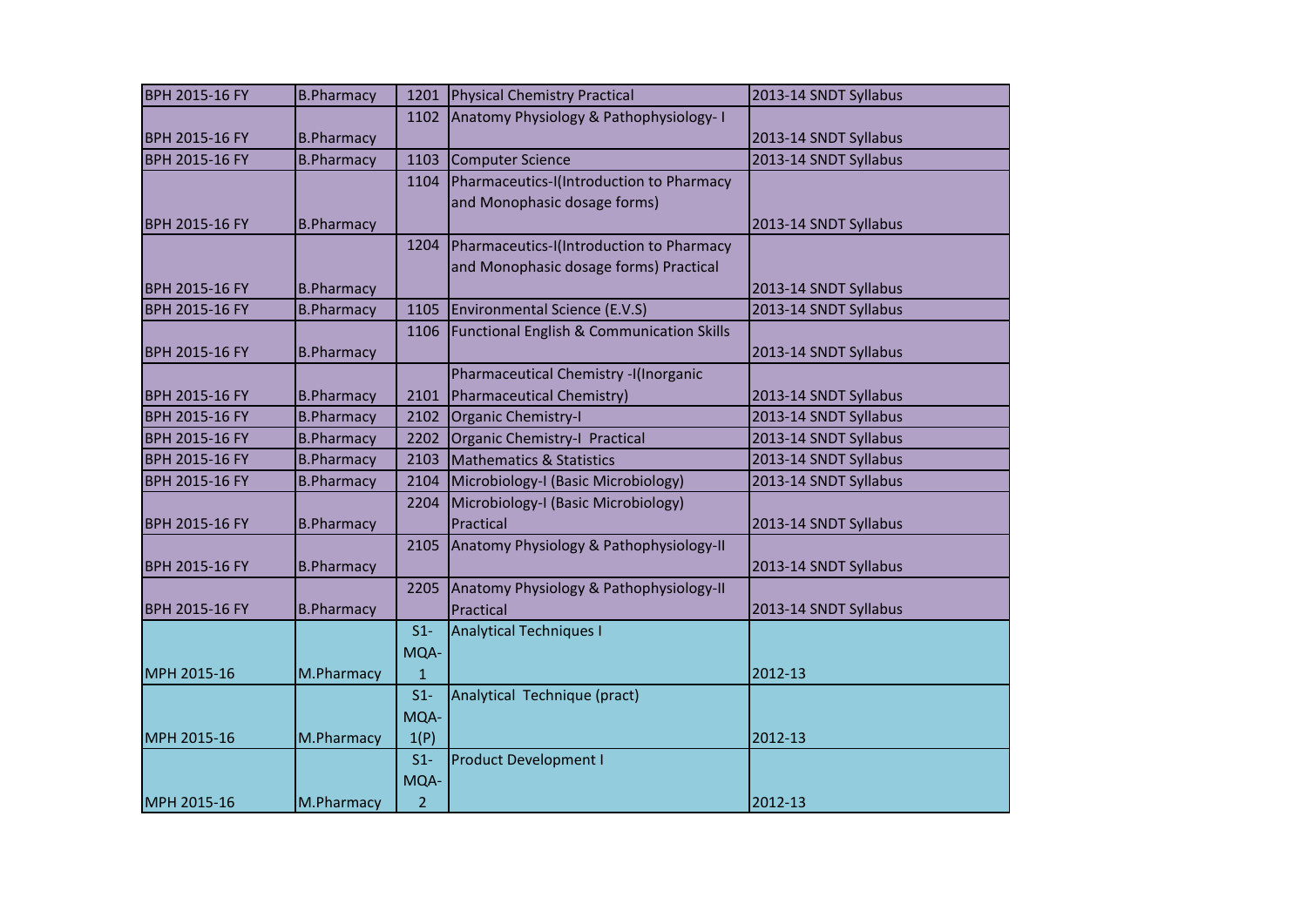| BPH 2015-16 FY | B.Pharmacy | 1201 | Physical Chemistry Practical | 2013-14 SNDT Syllabus |
|---|---|---|---|---|
| BPH 2015-16 FY | B.Pharmacy | 1102 | Anatomy Physiology & Pathophysiology- I | 2013-14 SNDT Syllabus |
| BPH 2015-16 FY | B.Pharmacy | 1103 | Computer Science | 2013-14 SNDT Syllabus |
| BPH 2015-16 FY | B.Pharmacy | 1104 | Pharmaceutics-I(Introduction to Pharmacy and Monophasic dosage forms) | 2013-14 SNDT Syllabus |
| BPH 2015-16 FY | B.Pharmacy | 1204 | Pharmaceutics-I(Introduction to Pharmacy and Monophasic dosage forms) Practical | 2013-14 SNDT Syllabus |
| BPH 2015-16 FY | B.Pharmacy | 1105 | Environmental Science (E.V.S) | 2013-14 SNDT Syllabus |
| BPH 2015-16 FY | B.Pharmacy | 1106 | Functional English & Communication Skills | 2013-14 SNDT Syllabus |
| BPH 2015-16 FY | B.Pharmacy | 2101 | Pharmaceutical Chemistry -I(Inorganic Pharmaceutical Chemistry) | 2013-14 SNDT Syllabus |
| BPH 2015-16 FY | B.Pharmacy | 2102 | Organic Chemistry-I | 2013-14 SNDT Syllabus |
| BPH 2015-16 FY | B.Pharmacy | 2202 | Organic Chemistry-I Practical | 2013-14 SNDT Syllabus |
| BPH 2015-16 FY | B.Pharmacy | 2103 | Mathematics & Statistics | 2013-14 SNDT Syllabus |
| BPH 2015-16 FY | B.Pharmacy | 2104 | Microbiology-I (Basic Microbiology) | 2013-14 SNDT Syllabus |
| BPH 2015-16 FY | B.Pharmacy | 2204 | Microbiology-I (Basic Microbiology) Practical | 2013-14 SNDT Syllabus |
| BPH 2015-16 FY | B.Pharmacy | 2105 | Anatomy Physiology & Pathophysiology-II | 2013-14 SNDT Syllabus |
| BPH 2015-16 FY | B.Pharmacy | 2205 | Anatomy Physiology & Pathophysiology-II Practical | 2013-14 SNDT Syllabus |
| MPH 2015-16 | M.Pharmacy | S1-MQA-1 | Analytical Techniques I | 2012-13 |
| MPH 2015-16 | M.Pharmacy | S1-MQA-1(P) | Analytical Technique (pract) | 2012-13 |
| MPH 2015-16 | M.Pharmacy | S1-MQA-2 | Product Development I | 2012-13 |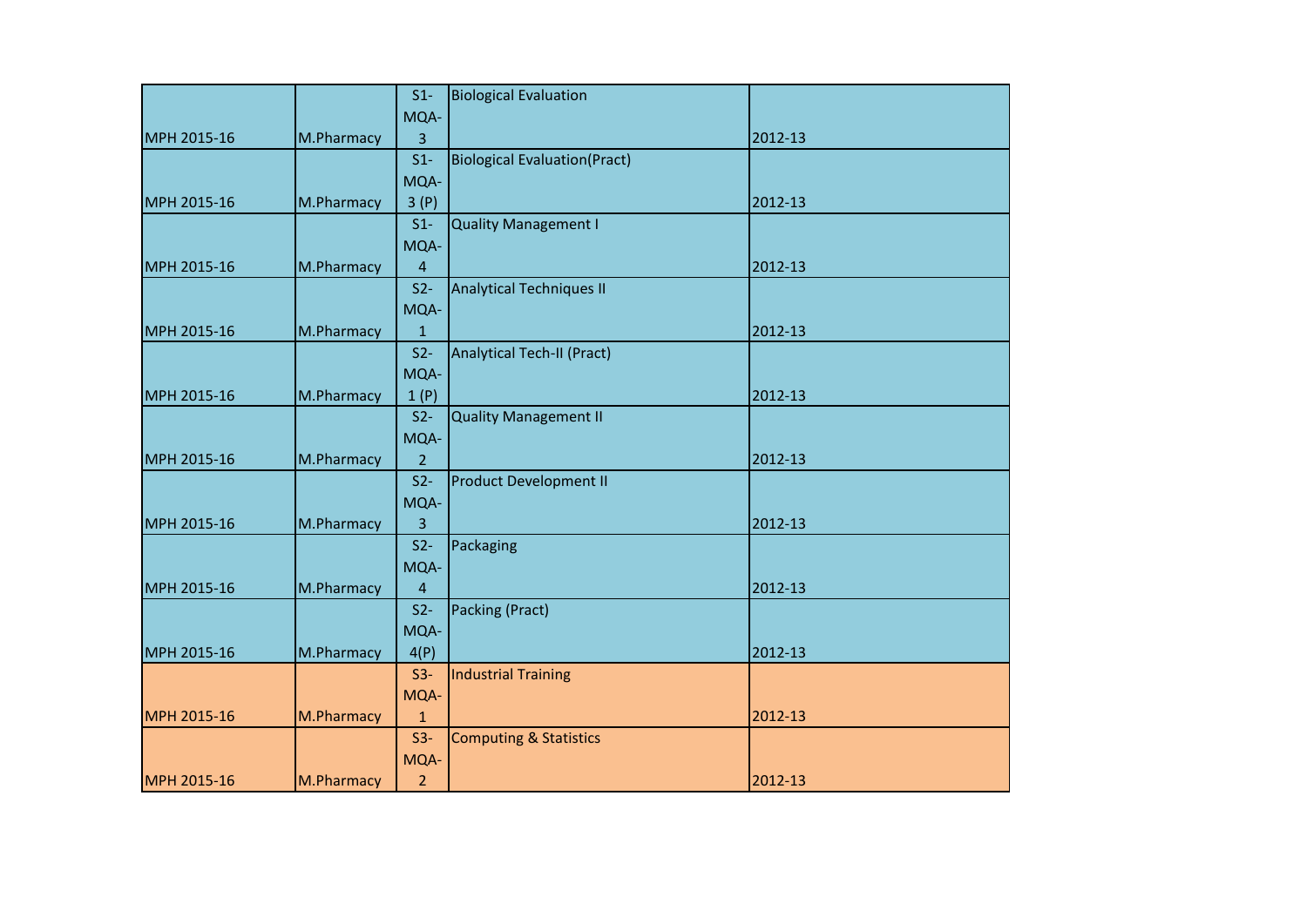| | | | | |
|---|---|---|---|---|
| MPH 2015-16 | M.Pharmacy | S1-MQA-3 | Biological Evaluation | 2012-13 |
| MPH 2015-16 | M.Pharmacy | S1-MQA-3 (P) | Biological Evaluation(Pract) | 2012-13 |
| MPH 2015-16 | M.Pharmacy | S1-MQA-4 | Quality Management I | 2012-13 |
| MPH 2015-16 | M.Pharmacy | S2-MQA-1 | Analytical Techniques II | 2012-13 |
| MPH 2015-16 | M.Pharmacy | S2-MQA-1 (P) | Analytical Tech-II (Pract) | 2012-13 |
| MPH 2015-16 | M.Pharmacy | S2-MQA-2 | Quality Management II | 2012-13 |
| MPH 2015-16 | M.Pharmacy | S2-MQA-3 | Product Development II | 2012-13 |
| MPH 2015-16 | M.Pharmacy | S2-MQA-4 | Packaging | 2012-13 |
| MPH 2015-16 | M.Pharmacy | S2-MQA-4(P) | Packing (Pract) | 2012-13 |
| MPH 2015-16 | M.Pharmacy | S3-MQA-1 | Industrial Training | 2012-13 |
| MPH 2015-16 | M.Pharmacy | S3-MQA-2 | Computing & Statistics | 2012-13 |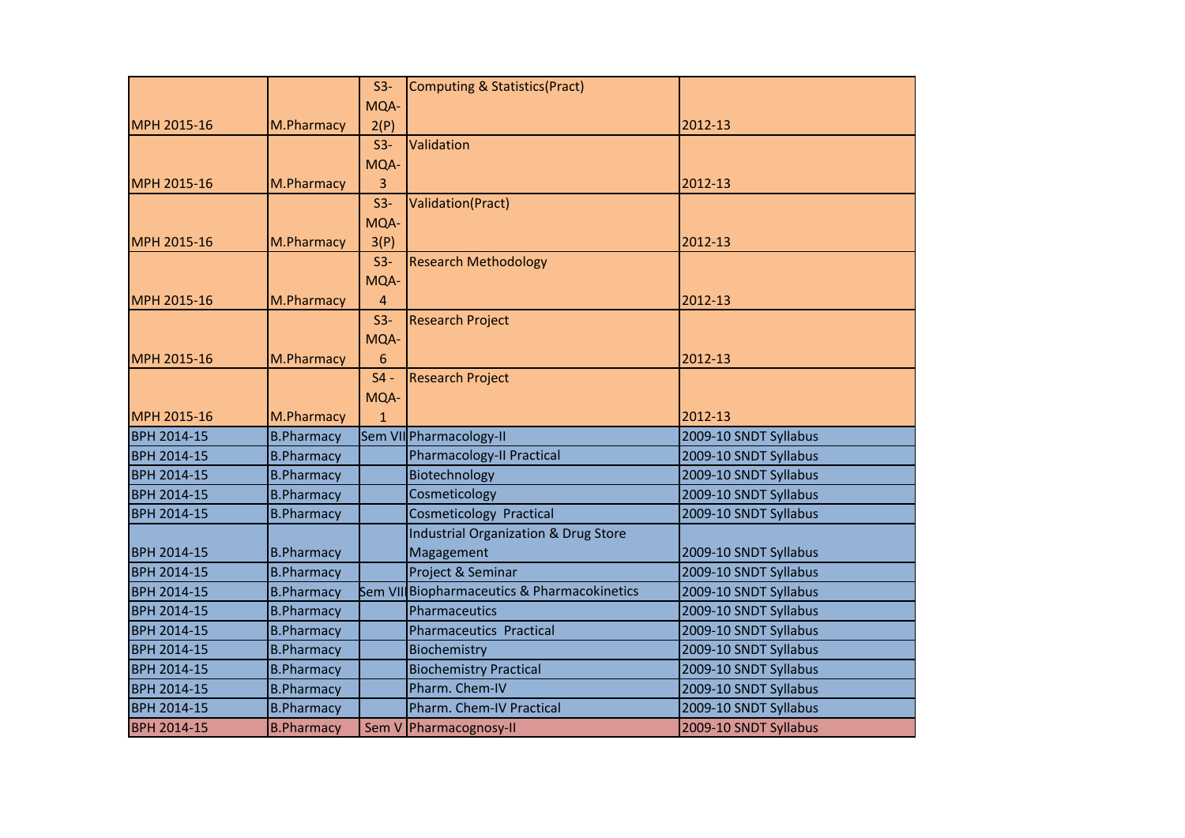| | | | | |
|---|---|---|---|---|
| MPH 2015-16 | M.Pharmacy | S3-MQA-2(P) | Computing & Statistics(Pract) | 2012-13 |
| MPH 2015-16 | M.Pharmacy | S3-MQA-3 | Validation | 2012-13 |
| MPH 2015-16 | M.Pharmacy | S3-MQA-3(P) | Validation(Pract) | 2012-13 |
| MPH 2015-16 | M.Pharmacy | S3-MQA-4 | Research Methodology | 2012-13 |
| MPH 2015-16 | M.Pharmacy | S3-MQA-6 | Research Project | 2012-13 |
| MPH 2015-16 | M.Pharmacy | S4 - MQA-1 | Research Project | 2012-13 |
| BPH 2014-15 | B.Pharmacy | Sem VII | Pharmacology-II | 2009-10 SNDT Syllabus |
| BPH 2014-15 | B.Pharmacy | | Pharmacology-II Practical | 2009-10 SNDT Syllabus |
| BPH 2014-15 | B.Pharmacy | | Biotechnology | 2009-10 SNDT Syllabus |
| BPH 2014-15 | B.Pharmacy | | Cosmeticology | 2009-10 SNDT Syllabus |
| BPH 2014-15 | B.Pharmacy | | Cosmeticology Practical | 2009-10 SNDT Syllabus |
| BPH 2014-15 | B.Pharmacy | | Industrial Organization & Drug Store Magagement | 2009-10 SNDT Syllabus |
| BPH 2014-15 | B.Pharmacy | | Project & Seminar | 2009-10 SNDT Syllabus |
| BPH 2014-15 | B.Pharmacy | Sem VIII | Biopharmaceutics & Pharmacokinetics | 2009-10 SNDT Syllabus |
| BPH 2014-15 | B.Pharmacy | | Pharmaceutics | 2009-10 SNDT Syllabus |
| BPH 2014-15 | B.Pharmacy | | Pharmaceutics Practical | 2009-10 SNDT Syllabus |
| BPH 2014-15 | B.Pharmacy | | Biochemistry | 2009-10 SNDT Syllabus |
| BPH 2014-15 | B.Pharmacy | | Biochemistry Practical | 2009-10 SNDT Syllabus |
| BPH 2014-15 | B.Pharmacy | | Pharm. Chem-IV | 2009-10 SNDT Syllabus |
| BPH 2014-15 | B.Pharmacy | | Pharm. Chem-IV Practical | 2009-10 SNDT Syllabus |
| BPH 2014-15 | B.Pharmacy | Sem V | Pharmacognosy-II | 2009-10 SNDT Syllabus |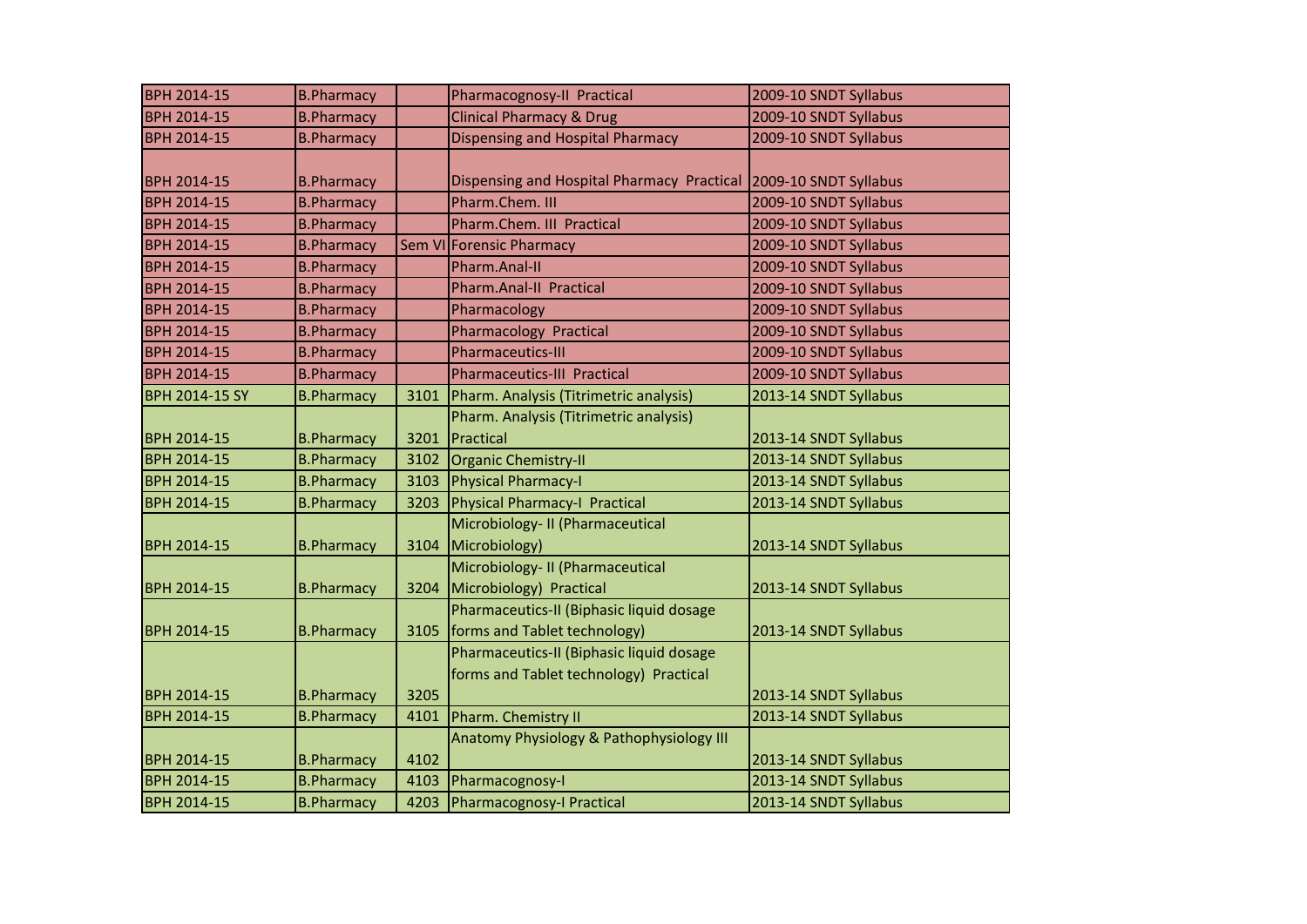| | | | | |
|---|---|---|---|---|
| BPH 2014-15 | B.Pharmacy | | Pharmacognosy-II Practical | 2009-10 SNDT Syllabus |
| BPH 2014-15 | B.Pharmacy | | Clinical Pharmacy & Drug | 2009-10 SNDT Syllabus |
| BPH 2014-15 | B.Pharmacy | | Dispensing and Hospital Pharmacy | 2009-10 SNDT Syllabus |
| BPH 2014-15 | B.Pharmacy | | Dispensing and Hospital Pharmacy Practical | 2009-10 SNDT Syllabus |
| BPH 2014-15 | B.Pharmacy | | Pharm.Chem. III | 2009-10 SNDT Syllabus |
| BPH 2014-15 | B.Pharmacy | | Pharm.Chem. III Practical | 2009-10 SNDT Syllabus |
| BPH 2014-15 | B.Pharmacy | Sem VI | Forensic Pharmacy | 2009-10 SNDT Syllabus |
| BPH 2014-15 | B.Pharmacy | | Pharm.Anal-II | 2009-10 SNDT Syllabus |
| BPH 2014-15 | B.Pharmacy | | Pharm.Anal-II Practical | 2009-10 SNDT Syllabus |
| BPH 2014-15 | B.Pharmacy | | Pharmacology | 2009-10 SNDT Syllabus |
| BPH 2014-15 | B.Pharmacy | | Pharmacology Practical | 2009-10 SNDT Syllabus |
| BPH 2014-15 | B.Pharmacy | | Pharmaceutics-III | 2009-10 SNDT Syllabus |
| BPH 2014-15 | B.Pharmacy | | Pharmaceutics-III Practical | 2009-10 SNDT Syllabus |
| BPH 2014-15 SY | B.Pharmacy | 3101 | Pharm. Analysis (Titrimetric analysis) | 2013-14 SNDT Syllabus |
| BPH 2014-15 | B.Pharmacy | 3201 | Pharm. Analysis (Titrimetric analysis) Practical | 2013-14 SNDT Syllabus |
| BPH 2014-15 | B.Pharmacy | 3102 | Organic Chemistry-II | 2013-14 SNDT Syllabus |
| BPH 2014-15 | B.Pharmacy | 3103 | Physical Pharmacy-I | 2013-14 SNDT Syllabus |
| BPH 2014-15 | B.Pharmacy | 3203 | Physical Pharmacy-I Practical | 2013-14 SNDT Syllabus |
| BPH 2014-15 | B.Pharmacy | 3104 | Microbiology- II (Pharmaceutical Microbiology) | 2013-14 SNDT Syllabus |
| BPH 2014-15 | B.Pharmacy | 3204 | Microbiology- II (Pharmaceutical Microbiology) Practical | 2013-14 SNDT Syllabus |
| BPH 2014-15 | B.Pharmacy | 3105 | Pharmaceutics-II (Biphasic liquid dosage forms and Tablet technology) | 2013-14 SNDT Syllabus |
| BPH 2014-15 | B.Pharmacy | 3205 | Pharmaceutics-II (Biphasic liquid dosage forms and Tablet technology) Practical | 2013-14 SNDT Syllabus |
| BPH 2014-15 | B.Pharmacy | 4101 | Pharm. Chemistry II | 2013-14 SNDT Syllabus |
| BPH 2014-15 | B.Pharmacy | 4102 | Anatomy Physiology & Pathophysiology III | 2013-14 SNDT Syllabus |
| BPH 2014-15 | B.Pharmacy | 4103 | Pharmacognosy-I | 2013-14 SNDT Syllabus |
| BPH 2014-15 | B.Pharmacy | 4203 | Pharmacognosy-I Practical | 2013-14 SNDT Syllabus |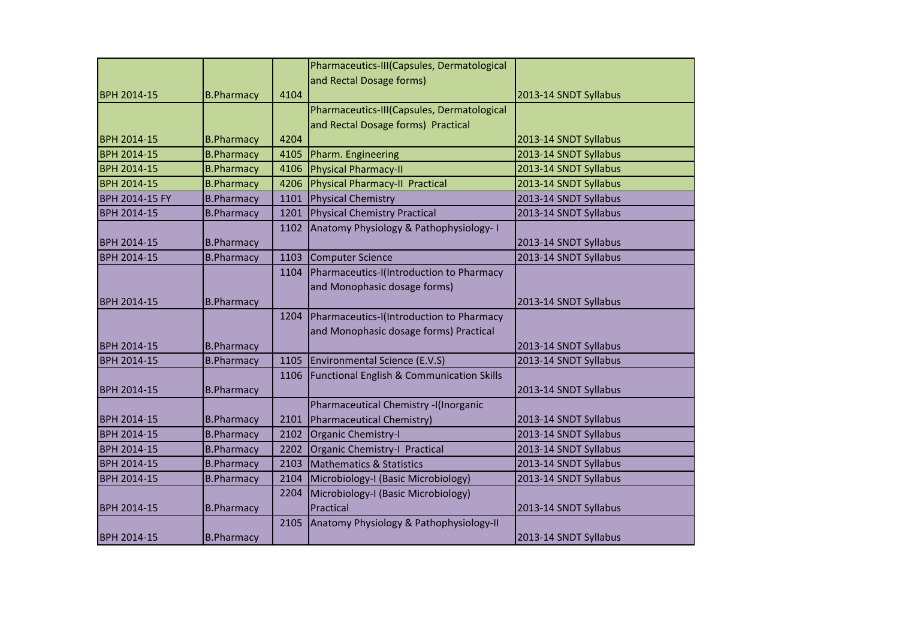| | | | | |
|---|---|---|---|---|
| BPH 2014-15 | B.Pharmacy | 4104 | Pharmaceutics-III(Capsules, Dermatological and Rectal Dosage forms) | 2013-14 SNDT Syllabus |
| BPH 2014-15 | B.Pharmacy | 4204 | Pharmaceutics-III(Capsules, Dermatological and Rectal Dosage forms) Practical | 2013-14 SNDT Syllabus |
| BPH 2014-15 | B.Pharmacy | 4105 | Pharm. Engineering | 2013-14 SNDT Syllabus |
| BPH 2014-15 | B.Pharmacy | 4106 | Physical Pharmacy-II | 2013-14 SNDT Syllabus |
| BPH 2014-15 | B.Pharmacy | 4206 | Physical Pharmacy-II Practical | 2013-14 SNDT Syllabus |
| BPH 2014-15 FY | B.Pharmacy | 1101 | Physical Chemistry | 2013-14 SNDT Syllabus |
| BPH 2014-15 | B.Pharmacy | 1201 | Physical Chemistry Practical | 2013-14 SNDT Syllabus |
| BPH 2014-15 | B.Pharmacy | 1102 | Anatomy Physiology & Pathophysiology- I | 2013-14 SNDT Syllabus |
| BPH 2014-15 | B.Pharmacy | 1103 | Computer Science | 2013-14 SNDT Syllabus |
| BPH 2014-15 | B.Pharmacy | 1104 | Pharmaceutics-I(Introduction to Pharmacy and Monophasic dosage forms) | 2013-14 SNDT Syllabus |
| BPH 2014-15 | B.Pharmacy | 1204 | Pharmaceutics-I(Introduction to Pharmacy and Monophasic dosage forms) Practical | 2013-14 SNDT Syllabus |
| BPH 2014-15 | B.Pharmacy | 1105 | Environmental Science (E.V.S) | 2013-14 SNDT Syllabus |
| BPH 2014-15 | B.Pharmacy | 1106 | Functional English & Communication Skills | 2013-14 SNDT Syllabus |
| BPH 2014-15 | B.Pharmacy | 2101 | Pharmaceutical Chemistry -I(Inorganic Pharmaceutical Chemistry) | 2013-14 SNDT Syllabus |
| BPH 2014-15 | B.Pharmacy | 2102 | Organic Chemistry-I | 2013-14 SNDT Syllabus |
| BPH 2014-15 | B.Pharmacy | 2202 | Organic Chemistry-I Practical | 2013-14 SNDT Syllabus |
| BPH 2014-15 | B.Pharmacy | 2103 | Mathematics & Statistics | 2013-14 SNDT Syllabus |
| BPH 2014-15 | B.Pharmacy | 2104 | Microbiology-I (Basic Microbiology) | 2013-14 SNDT Syllabus |
| BPH 2014-15 | B.Pharmacy | 2204 | Microbiology-I (Basic Microbiology) Practical | 2013-14 SNDT Syllabus |
| BPH 2014-15 | B.Pharmacy | 2105 | Anatomy Physiology & Pathophysiology-II | 2013-14 SNDT Syllabus |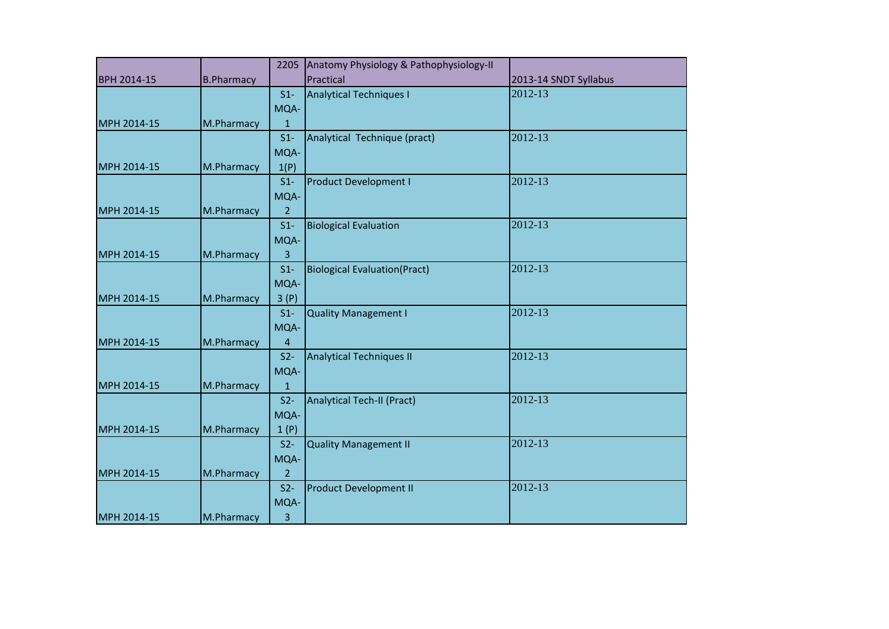| BPH 2014-15 | B.Pharmacy | 2205 | Anatomy Physiology & Pathophysiology-II Practical | 2013-14 SNDT Syllabus |
|---|---|---|---|---|
| MPH 2014-15 | M.Pharmacy | S1-MQA-1 | Analytical Techniques I | 2012-13 |
| MPH 2014-15 | M.Pharmacy | S1-MQA-1(P) | Analytical Technique (pract) | 2012-13 |
| MPH 2014-15 | M.Pharmacy | S1-MQA-2 | Product Development I | 2012-13 |
| MPH 2014-15 | M.Pharmacy | S1-MQA-3 | Biological Evaluation | 2012-13 |
| MPH 2014-15 | M.Pharmacy | S1-MQA-3 (P) | Biological Evaluation(Pract) | 2012-13 |
| MPH 2014-15 | M.Pharmacy | S1-MQA-4 | Quality Management I | 2012-13 |
| MPH 2014-15 | M.Pharmacy | S2-MQA-1 | Analytical Techniques II | 2012-13 |
| MPH 2014-15 | M.Pharmacy | S2-MQA-1 (P) | Analytical Tech-II (Pract) | 2012-13 |
| MPH 2014-15 | M.Pharmacy | S2-MQA-2 | Quality Management II | 2012-13 |
| MPH 2014-15 | M.Pharmacy | S2-MQA-3 | Product Development II | 2012-13 |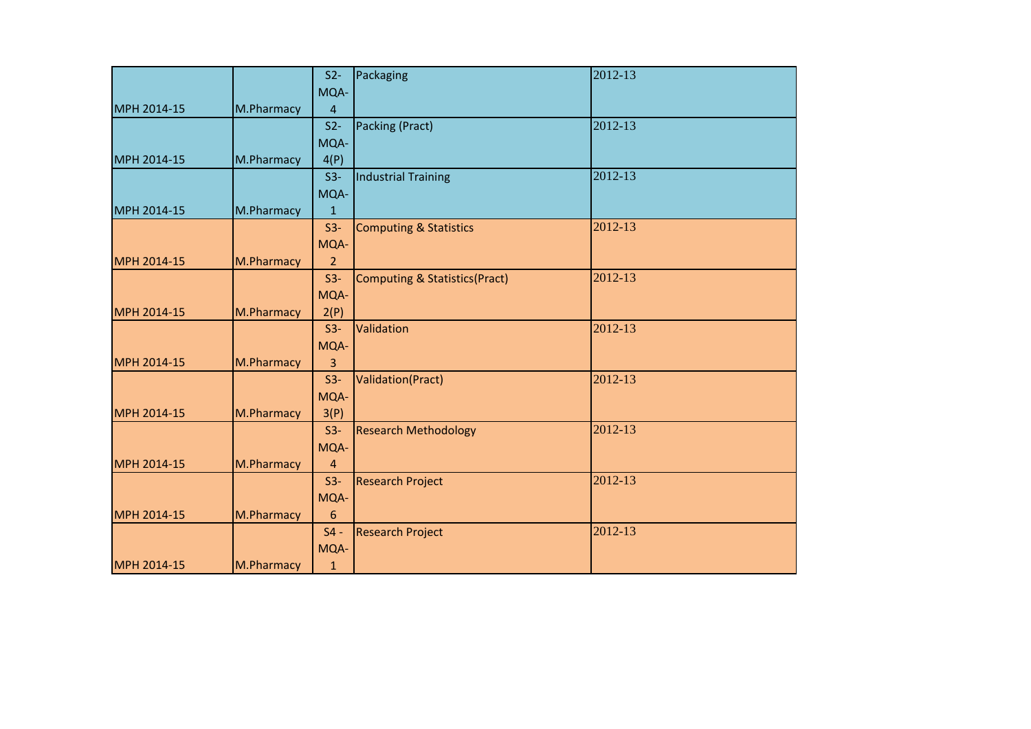| | | | | |
|---|---|---|---|---|
| MPH 2014-15 | M.Pharmacy | S2-MQA-4 | Packaging | 2012-13 |
| MPH 2014-15 | M.Pharmacy | S2-MQA-4(P) | Packing (Pract) | 2012-13 |
| MPH 2014-15 | M.Pharmacy | S3-MQA-1 | Industrial Training | 2012-13 |
| MPH 2014-15 | M.Pharmacy | S3-MQA-2 | Computing & Statistics | 2012-13 |
| MPH 2014-15 | M.Pharmacy | S3-MQA-2(P) | Computing & Statistics(Pract) | 2012-13 |
| MPH 2014-15 | M.Pharmacy | S3-MQA-3 | Validation | 2012-13 |
| MPH 2014-15 | M.Pharmacy | S3-MQA-3(P) | Validation(Pract) | 2012-13 |
| MPH 2014-15 | M.Pharmacy | S3-MQA-4 | Research Methodology | 2012-13 |
| MPH 2014-15 | M.Pharmacy | S3-MQA-6 | Research Project | 2012-13 |
| MPH 2014-15 | M.Pharmacy | S4 -MQA-1 | Research Project | 2012-13 |